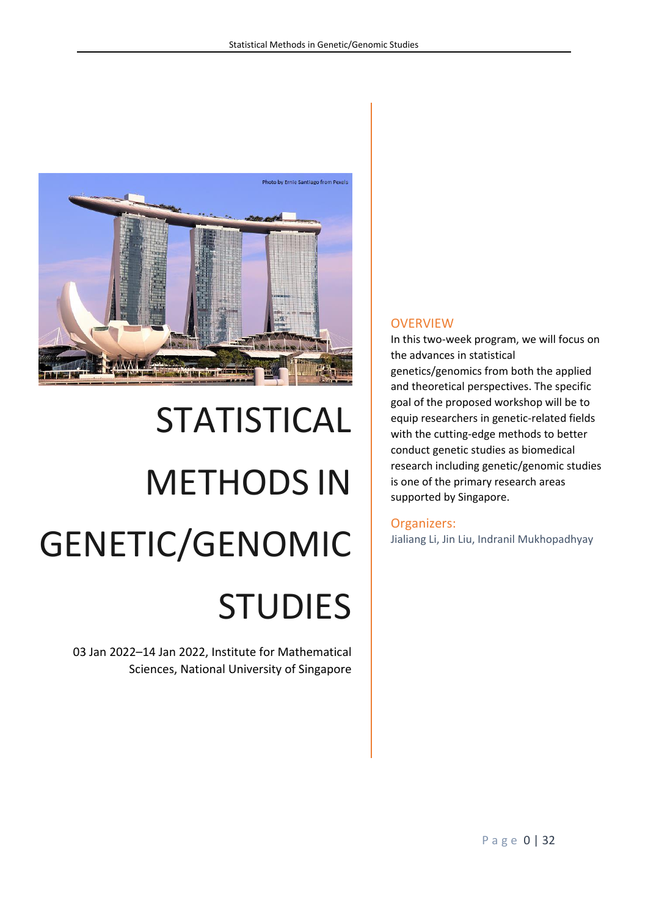# STATISTICAL METHODS IN GENETIC/GENOMIC STUDIES

03 Jan 2022–14 Jan 2022, Institute for Mathematical Sciences, National University of Singapore

## OVERVIEW

In this two-week program, we will focus on the advances in statistical genetics/genomics from both the applied and theoretical perspectives. The specific goal of the proposed workshop will be to equip researchers in genetic-related fields with the cutting-edge methods to better conduct genetic studies as biomedical research including genetic/genomic studies is one of the primary research areas supported by Singapore.

## Organizers:

Jialiang Li, Jin Liu, Indranil Mukhopadhyay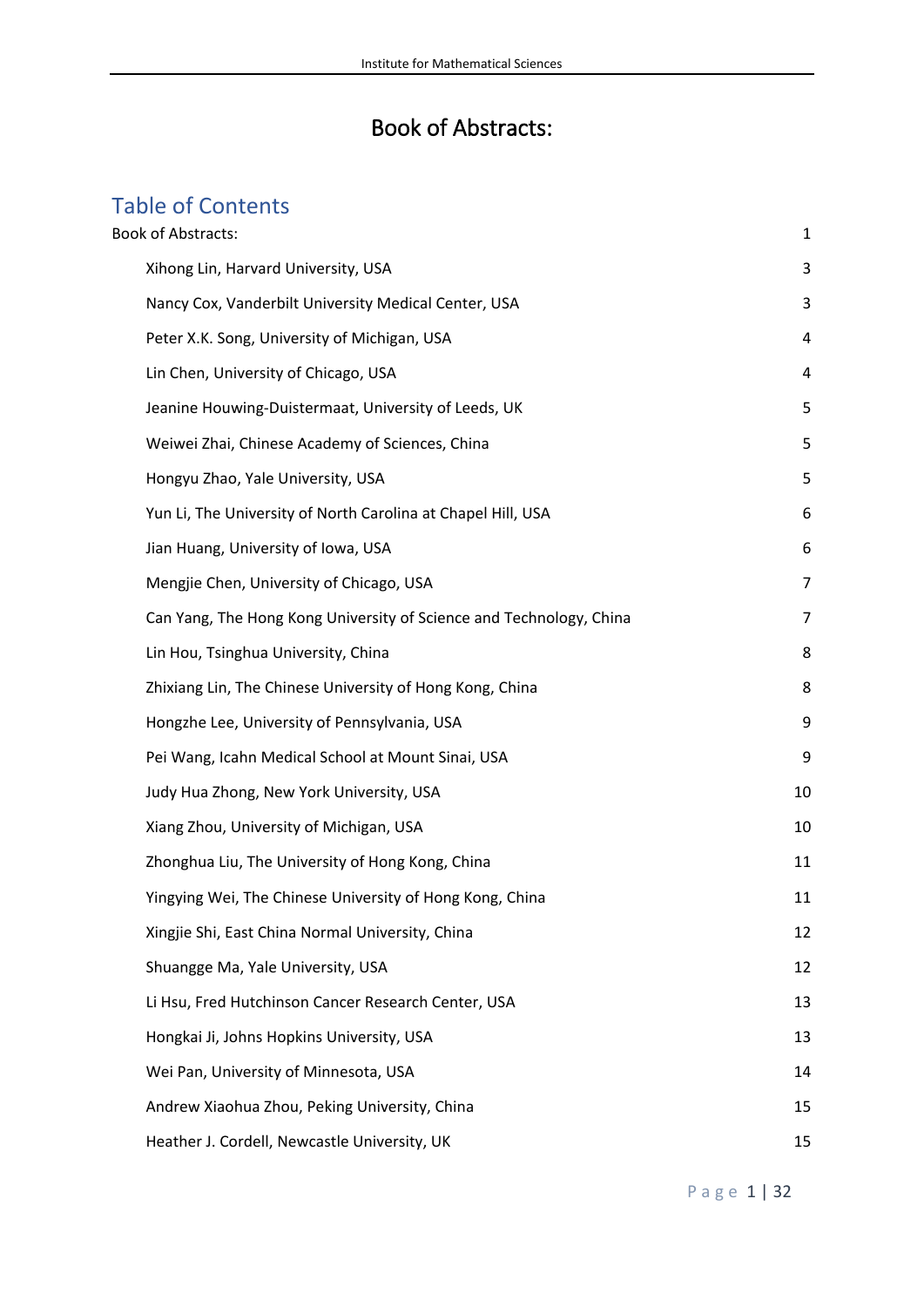# Book of Abstracts:

## Table of Contents

Book of Abstracts: 1

- Xihong Lin, Harvard University, USA 3
- Nancy Cox, Vanderbilt University Medical Center, USA 3
- Peter X.K. Song, University of Michigan, USA 4
- Lin Chen, University of Chicago, USA 4
- Jeanine Houwing-Duistermaat, University of Leeds, UK 5
- Weiwei Zhai, Chinese Academy of Sciences, China 5
- Hongyu Zhao, Yale University, USA 5
- Yun Li, The University of North Carolina at Chapel Hill, USA 6
- Jian Huang, University of Iowa, USA 6
- Mengjie Chen, University of Chicago, USA 7
- Can Yang, The Hong Kong University of Science and Technology, China 7
- Lin Hou, Tsinghua University, China 8
- Zhixiang Lin, The Chinese University of Hong Kong, China 8
- Hongzhe Lee, University of Pennsylvania, USA 9
- Pei Wang, Icahn Medical School at Mount Sinai, USA 9
- Judy Hua Zhong, New York University, USA 10
- Xiang Zhou, University of Michigan, USA 10
- Zhonghua Liu, The University of Hong Kong, China 11
- Yingying Wei, The Chinese University of Hong Kong, China 11
- Xingjie Shi, East China Normal University, China 12
- Shuangge Ma, Yale University, USA 12
- Li Hsu, Fred Hutchinson Cancer Research Center, USA 13
- Hongkai Ji, Johns Hopkins University, USA 13
- Wei Pan, University of Minnesota, USA 14
- Andrew Xiaohua Zhou, Peking University, China 15
- Heather J. Cordell, Newcastle University, UK 15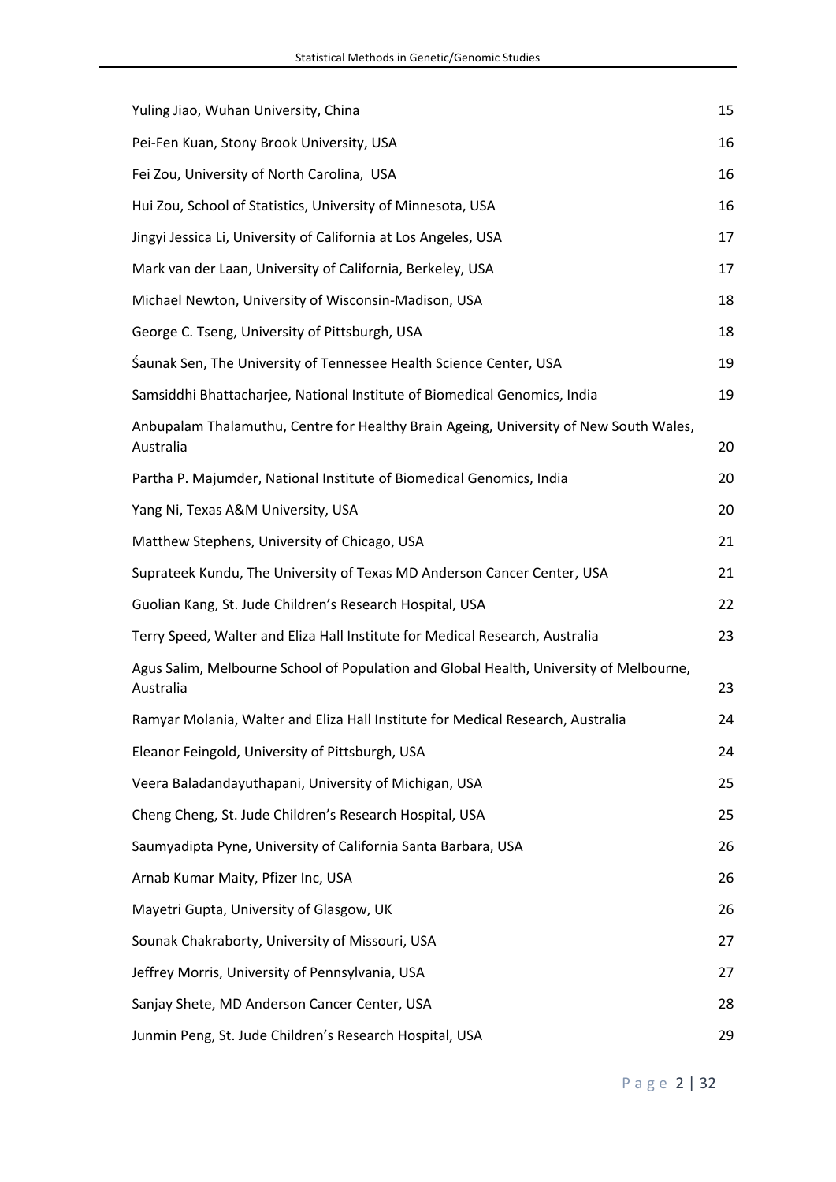| | |
|---|---|
| Yuling Jiao, Wuhan University, China | 15 |
| Pei-Fen Kuan, Stony Brook University, USA | 16 |
| Fei Zou, University of North Carolina, USA | 16 |
| Hui Zou, School of Statistics, University of Minnesota, USA | 16 |
| Jingyi Jessica Li, University of California at Los Angeles, USA | 17 |
| Mark van der Laan, University of California, Berkeley, USA | 17 |
| Michael Newton, University of Wisconsin-Madison, USA | 18 |
| George C. Tseng, University of Pittsburgh, USA | 18 |
| Śaunak Sen, The University of Tennessee Health Science Center, USA | 19 |
| Samsiddhi Bhattacharjee, National Institute of Biomedical Genomics, India | 19 |
| Anbupalam Thalamuthu, Centre for Healthy Brain Ageing, University of New South Wales, Australia | 20 |
| Partha P. Majumder, National Institute of Biomedical Genomics, India | 20 |
| Yang Ni, Texas A&M University, USA | 20 |
| Matthew Stephens, University of Chicago, USA | 21 |
| Suprateek Kundu, The University of Texas MD Anderson Cancer Center, USA | 21 |
| Guolian Kang, St. Jude Children's Research Hospital, USA | 22 |
| Terry Speed, Walter and Eliza Hall Institute for Medical Research, Australia | 23 |
| Agus Salim, Melbourne School of Population and Global Health, University of Melbourne, Australia | 23 |
| Ramyar Molania, Walter and Eliza Hall Institute for Medical Research, Australia | 24 |
| Eleanor Feingold, University of Pittsburgh, USA | 24 |
| Veera Baladandayuthapani, University of Michigan, USA | 25 |
| Cheng Cheng, St. Jude Children's Research Hospital, USA | 25 |
| Saumyadipta Pyne, University of California Santa Barbara, USA | 26 |
| Arnab Kumar Maity, Pfizer Inc, USA | 26 |
| Mayetri Gupta, University of Glasgow, UK | 26 |
| Sounak Chakraborty, University of Missouri, USA | 27 |
| Jeffrey Morris, University of Pennsylvania, USA | 27 |
| Sanjay Shete, MD Anderson Cancer Center, USA | 28 |
| Junmin Peng, St. Jude Children's Research Hospital, USA | 29 |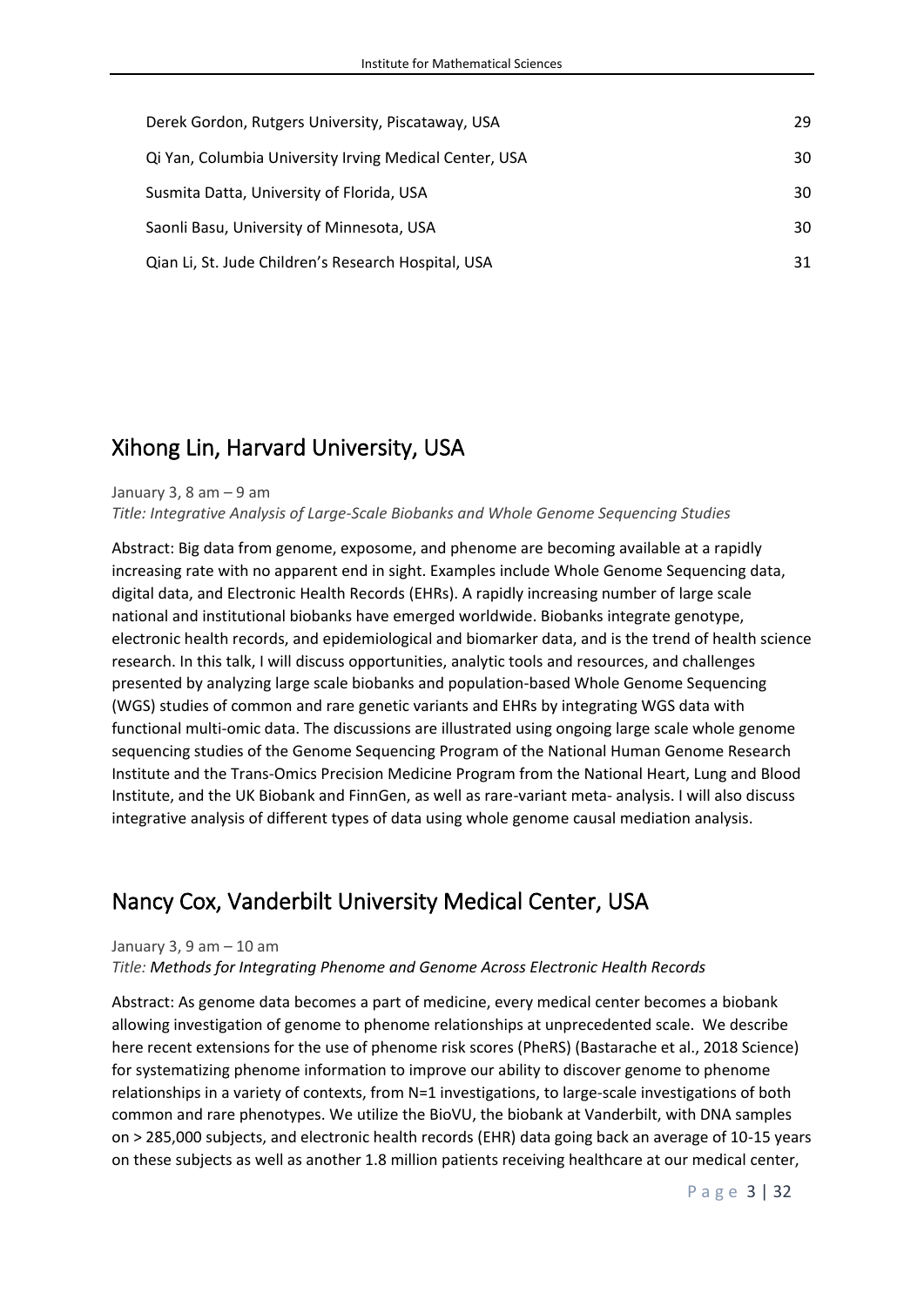| | |
|---|---|
| Derek Gordon, Rutgers University, Piscataway, USA | 29 |
| Qi Yan, Columbia University Irving Medical Center, USA | 30 |
| Susmita Datta, University of Florida, USA | 30 |
| Saonli Basu, University of Minnesota, USA | 30 |
| Qian Li, St. Jude Children's Research Hospital, USA | 31 |

## Xihong Lin, Harvard University, USA

January 3, 8 am – 9 am

*Title: Integrative Analysis of Large-Scale Biobanks and Whole Genome Sequencing Studies*

Abstract: Big data from genome, exposome, and phenome are becoming available at a rapidly increasing rate with no apparent end in sight. Examples include Whole Genome Sequencing data, digital data, and Electronic Health Records (EHRs). A rapidly increasing number of large scale national and institutional biobanks have emerged worldwide. Biobanks integrate genotype, electronic health records, and epidemiological and biomarker data, and is the trend of health science research. In this talk, I will discuss opportunities, analytic tools and resources, and challenges presented by analyzing large scale biobanks and population-based Whole Genome Sequencing (WGS) studies of common and rare genetic variants and EHRs by integrating WGS data with functional multi-omic data. The discussions are illustrated using ongoing large scale whole genome sequencing studies of the Genome Sequencing Program of the National Human Genome Research Institute and the Trans-Omics Precision Medicine Program from the National Heart, Lung and Blood Institute, and the UK Biobank and FinnGen, as well as rare-variant meta- analysis. I will also discuss integrative analysis of different types of data using whole genome causal mediation analysis.

## Nancy Cox, Vanderbilt University Medical Center, USA

January 3, 9 am – 10 am

*Title: **Methods for Integrating Phenome and Genome Across Electronic Health Records***

Abstract: As genome data becomes a part of medicine, every medical center becomes a biobank allowing investigation of genome to phenome relationships at unprecedented scale. We describe here recent extensions for the use of phenome risk scores (PheRS) (Bastarache et al., 2018 Science) for systematizing phenome information to improve our ability to discover genome to phenome relationships in a variety of contexts, from N=1 investigations, to large-scale investigations of both common and rare phenotypes. We utilize the BioVU, the biobank at Vanderbilt, with DNA samples on > 285,000 subjects, and electronic health records (EHR) data going back an average of 10-15 years on these subjects as well as another 1.8 million patients receiving healthcare at our medical center,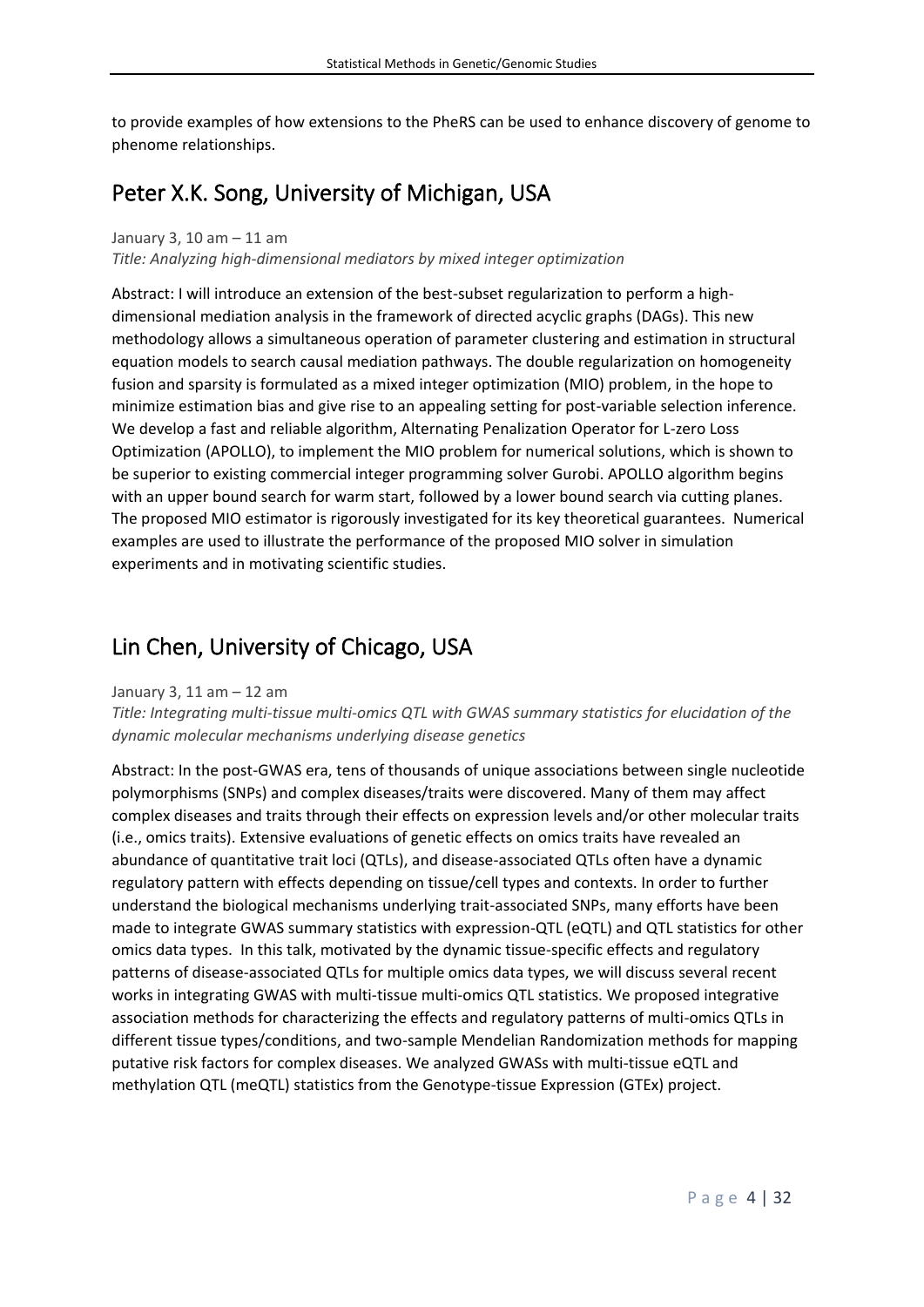to provide examples of how extensions to the PheRS can be used to enhance discovery of genome to phenome relationships.

## Peter X.K. Song, University of Michigan, USA

January 3, 10 am – 11 am

*Title: Analyzing high-dimensional mediators by mixed integer optimization*

Abstract: I will introduce an extension of the best-subset regularization to perform a high-dimensional mediation analysis in the framework of directed acyclic graphs (DAGs). This new methodology allows a simultaneous operation of parameter clustering and estimation in structural equation models to search causal mediation pathways. The double regularization on homogeneity fusion and sparsity is formulated as a mixed integer optimization (MIO) problem, in the hope to minimize estimation bias and give rise to an appealing setting for post-variable selection inference. We develop a fast and reliable algorithm, Alternating Penalization Operator for L-zero Loss Optimization (APOLLO), to implement the MIO problem for numerical solutions, which is shown to be superior to existing commercial integer programming solver Gurobi. APOLLO algorithm begins with an upper bound search for warm start, followed by a lower bound search via cutting planes. The proposed MIO estimator is rigorously investigated for its key theoretical guarantees. Numerical examples are used to illustrate the performance of the proposed MIO solver in simulation experiments and in motivating scientific studies.

## Lin Chen, University of Chicago, USA

January 3, 11 am – 12 am

*Title: Integrating multi-tissue multi-omics QTL with GWAS summary statistics for elucidation of the dynamic molecular mechanisms underlying disease genetics*

Abstract: In the post-GWAS era, tens of thousands of unique associations between single nucleotide polymorphisms (SNPs) and complex diseases/traits were discovered. Many of them may affect complex diseases and traits through their effects on expression levels and/or other molecular traits (i.e., omics traits). Extensive evaluations of genetic effects on omics traits have revealed an abundance of quantitative trait loci (QTLs), and disease-associated QTLs often have a dynamic regulatory pattern with effects depending on tissue/cell types and contexts. In order to further understand the biological mechanisms underlying trait-associated SNPs, many efforts have been made to integrate GWAS summary statistics with expression-QTL (eQTL) and QTL statistics for other omics data types. In this talk, motivated by the dynamic tissue-specific effects and regulatory patterns of disease-associated QTLs for multiple omics data types, we will discuss several recent works in integrating GWAS with multi-tissue multi-omics QTL statistics. We proposed integrative association methods for characterizing the effects and regulatory patterns of multi-omics QTLs in different tissue types/conditions, and two-sample Mendelian Randomization methods for mapping putative risk factors for complex diseases. We analyzed GWASs with multi-tissue eQTL and methylation QTL (meQTL) statistics from the Genotype-tissue Expression (GTEx) project.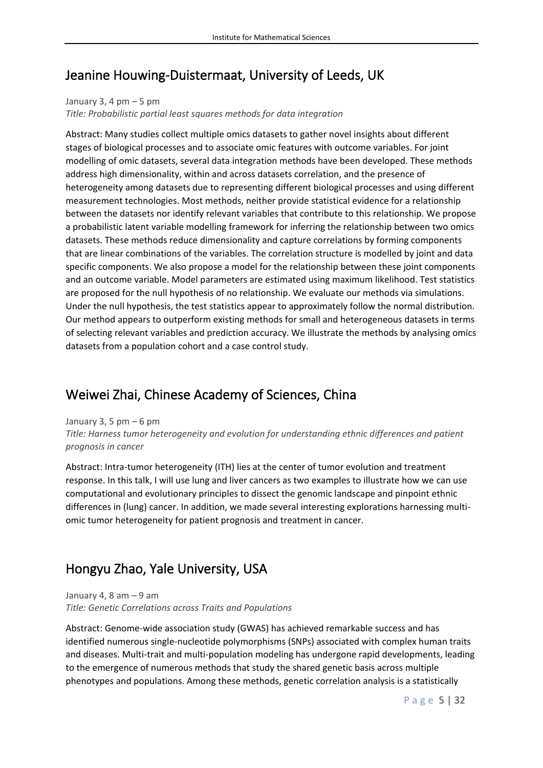## Jeanine Houwing-Duistermaat, University of Leeds, UK

January 3, 4 pm – 5 pm

*Title: Probabilistic partial least squares methods for data integration*

Abstract: Many studies collect multiple omics datasets to gather novel insights about different stages of biological processes and to associate omic features with outcome variables. For joint modelling of omic datasets, several data integration methods have been developed. These methods address high dimensionality, within and across datasets correlation, and the presence of heterogeneity among datasets due to representing different biological processes and using different measurement technologies. Most methods, neither provide statistical evidence for a relationship between the datasets nor identify relevant variables that contribute to this relationship. We propose a probabilistic latent variable modelling framework for inferring the relationship between two omics datasets. These methods reduce dimensionality and capture correlations by forming components that are linear combinations of the variables. The correlation structure is modelled by joint and data specific components. We also propose a model for the relationship between these joint components and an outcome variable. Model parameters are estimated using maximum likelihood. Test statistics are proposed for the null hypothesis of no relationship. We evaluate our methods via simulations. Under the null hypothesis, the test statistics appear to approximately follow the normal distribution. Our method appears to outperform existing methods for small and heterogeneous datasets in terms of selecting relevant variables and prediction accuracy. We illustrate the methods by analysing omics datasets from a population cohort and a case control study.

## Weiwei Zhai, Chinese Academy of Sciences, China

January 3, 5 pm – 6 pm

*Title: Harness tumor heterogeneity and evolution for understanding ethnic differences and patient prognosis in cancer*

Abstract: Intra-tumor heterogeneity (ITH) lies at the center of tumor evolution and treatment response. In this talk, I will use lung and liver cancers as two examples to illustrate how we can use computational and evolutionary principles to dissect the genomic landscape and pinpoint ethnic differences in (lung) cancer. In addition, we made several interesting explorations harnessing multi-omic tumor heterogeneity for patient prognosis and treatment in cancer.

## Hongyu Zhao, Yale University, USA

January 4, 8 am – 9 am

*Title: Genetic Correlations across Traits and Populations*

Abstract: Genome-wide association study (GWAS) has achieved remarkable success and has identified numerous single-nucleotide polymorphisms (SNPs) associated with complex human traits and diseases. Multi-trait and multi-population modeling has undergone rapid developments, leading to the emergence of numerous methods that study the shared genetic basis across multiple phenotypes and populations. Among these methods, genetic correlation analysis is a statistically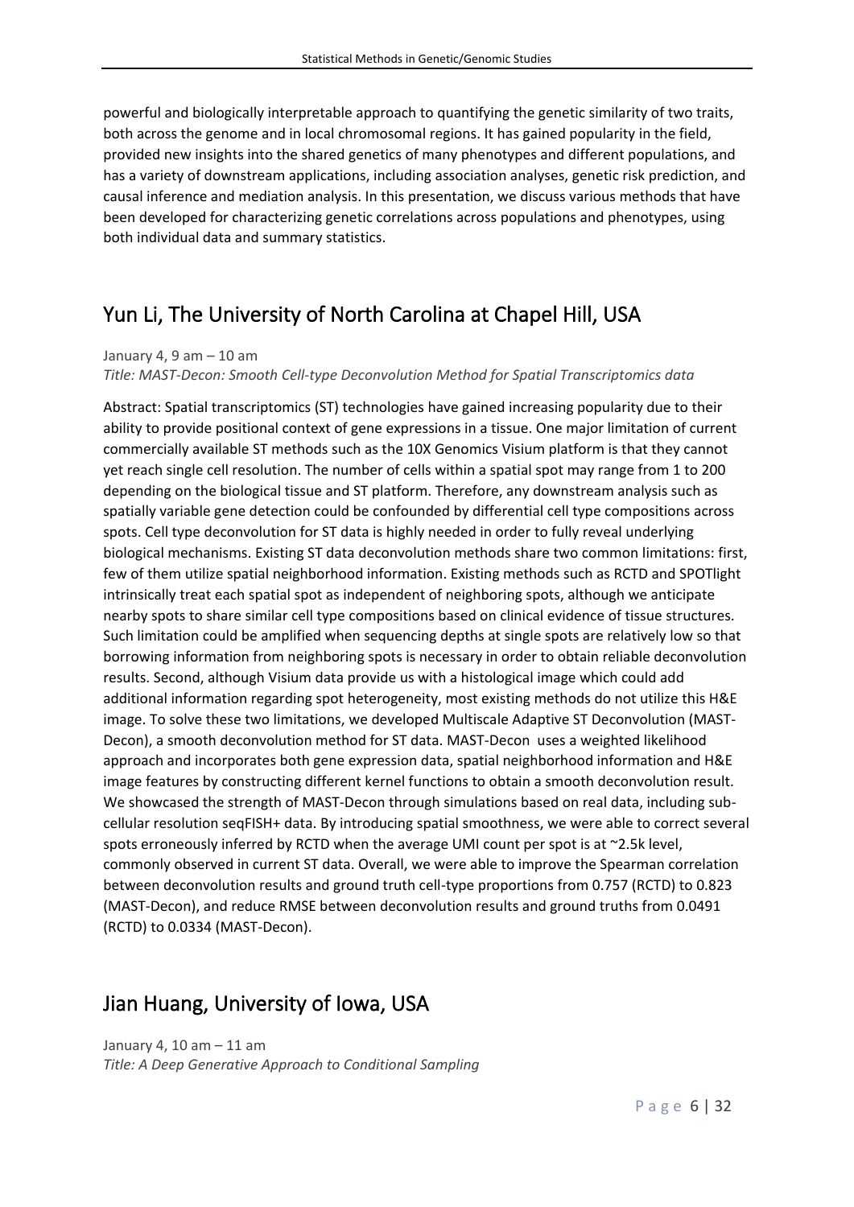powerful and biologically interpretable approach to quantifying the genetic similarity of two traits, both across the genome and in local chromosomal regions. It has gained popularity in the field, provided new insights into the shared genetics of many phenotypes and different populations, and has a variety of downstream applications, including association analyses, genetic risk prediction, and causal inference and mediation analysis. In this presentation, we discuss various methods that have been developed for characterizing genetic correlations across populations and phenotypes, using both individual data and summary statistics.

## Yun Li, The University of North Carolina at Chapel Hill, USA

January 4, 9 am – 10 am
*Title: MAST-Decon: Smooth Cell-type Deconvolution Method for Spatial Transcriptomics data*

Abstract: Spatial transcriptomics (ST) technologies have gained increasing popularity due to their ability to provide positional context of gene expressions in a tissue. One major limitation of current commercially available ST methods such as the 10X Genomics Visium platform is that they cannot yet reach single cell resolution. The number of cells within a spatial spot may range from 1 to 200 depending on the biological tissue and ST platform. Therefore, any downstream analysis such as spatially variable gene detection could be confounded by differential cell type compositions across spots. Cell type deconvolution for ST data is highly needed in order to fully reveal underlying biological mechanisms. Existing ST data deconvolution methods share two common limitations: first, few of them utilize spatial neighborhood information. Existing methods such as RCTD and SPOTlight intrinsically treat each spatial spot as independent of neighboring spots, although we anticipate nearby spots to share similar cell type compositions based on clinical evidence of tissue structures. Such limitation could be amplified when sequencing depths at single spots are relatively low so that borrowing information from neighboring spots is necessary in order to obtain reliable deconvolution results. Second, although Visium data provide us with a histological image which could add additional information regarding spot heterogeneity, most existing methods do not utilize this H&E image. To solve these two limitations, we developed Multiscale Adaptive ST Deconvolution (MAST-Decon), a smooth deconvolution method for ST data. MAST-Decon uses a weighted likelihood approach and incorporates both gene expression data, spatial neighborhood information and H&E image features by constructing different kernel functions to obtain a smooth deconvolution result. We showcased the strength of MAST-Decon through simulations based on real data, including sub-cellular resolution seqFISH+ data. By introducing spatial smoothness, we were able to correct several spots erroneously inferred by RCTD when the average UMI count per spot is at ~2.5k level, commonly observed in current ST data. Overall, we were able to improve the Spearman correlation between deconvolution results and ground truth cell-type proportions from 0.757 (RCTD) to 0.823 (MAST-Decon), and reduce RMSE between deconvolution results and ground truths from 0.0491 (RCTD) to 0.0334 (MAST-Decon).

## Jian Huang, University of Iowa, USA

January 4, 10 am – 11 am
*Title: A Deep Generative Approach to Conditional Sampling*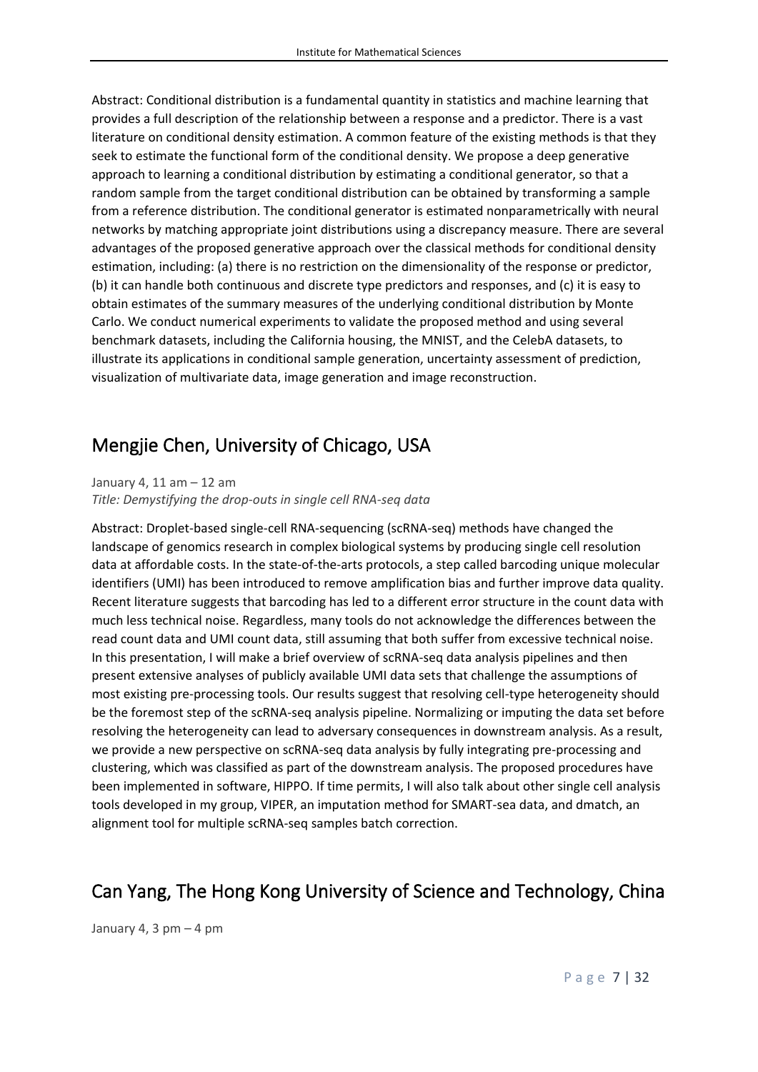Abstract: Conditional distribution is a fundamental quantity in statistics and machine learning that provides a full description of the relationship between a response and a predictor. There is a vast literature on conditional density estimation. A common feature of the existing methods is that they seek to estimate the functional form of the conditional density. We propose a deep generative approach to learning a conditional distribution by estimating a conditional generator, so that a random sample from the target conditional distribution can be obtained by transforming a sample from a reference distribution. The conditional generator is estimated nonparametrically with neural networks by matching appropriate joint distributions using a discrepancy measure. There are several advantages of the proposed generative approach over the classical methods for conditional density estimation, including: (a) there is no restriction on the dimensionality of the response or predictor, (b) it can handle both continuous and discrete type predictors and responses, and (c) it is easy to obtain estimates of the summary measures of the underlying conditional distribution by Monte Carlo. We conduct numerical experiments to validate the proposed method and using several benchmark datasets, including the California housing, the MNIST, and the CelebA datasets, to illustrate its applications in conditional sample generation, uncertainty assessment of prediction, visualization of multivariate data, image generation and image reconstruction.

## Mengjie Chen, University of Chicago, USA

January 4, 11 am – 12 am
*Title: Demystifying the drop-outs in single cell RNA-seq data*

Abstract: Droplet-based single-cell RNA-sequencing (scRNA-seq) methods have changed the landscape of genomics research in complex biological systems by producing single cell resolution data at affordable costs. In the state-of-the-arts protocols, a step called barcoding unique molecular identifiers (UMI) has been introduced to remove amplification bias and further improve data quality. Recent literature suggests that barcoding has led to a different error structure in the count data with much less technical noise. Regardless, many tools do not acknowledge the differences between the read count data and UMI count data, still assuming that both suffer from excessive technical noise. In this presentation, I will make a brief overview of scRNA-seq data analysis pipelines and then present extensive analyses of publicly available UMI data sets that challenge the assumptions of most existing pre-processing tools. Our results suggest that resolving cell-type heterogeneity should be the foremost step of the scRNA-seq analysis pipeline. Normalizing or imputing the data set before resolving the heterogeneity can lead to adversary consequences in downstream analysis. As a result, we provide a new perspective on scRNA-seq data analysis by fully integrating pre-processing and clustering, which was classified as part of the downstream analysis. The proposed procedures have been implemented in software, HIPPO. If time permits, I will also talk about other single cell analysis tools developed in my group, VIPER, an imputation method for SMART-sea data, and dmatch, an alignment tool for multiple scRNA-seq samples batch correction.

## Can Yang, The Hong Kong University of Science and Technology, China

January 4, 3 pm – 4 pm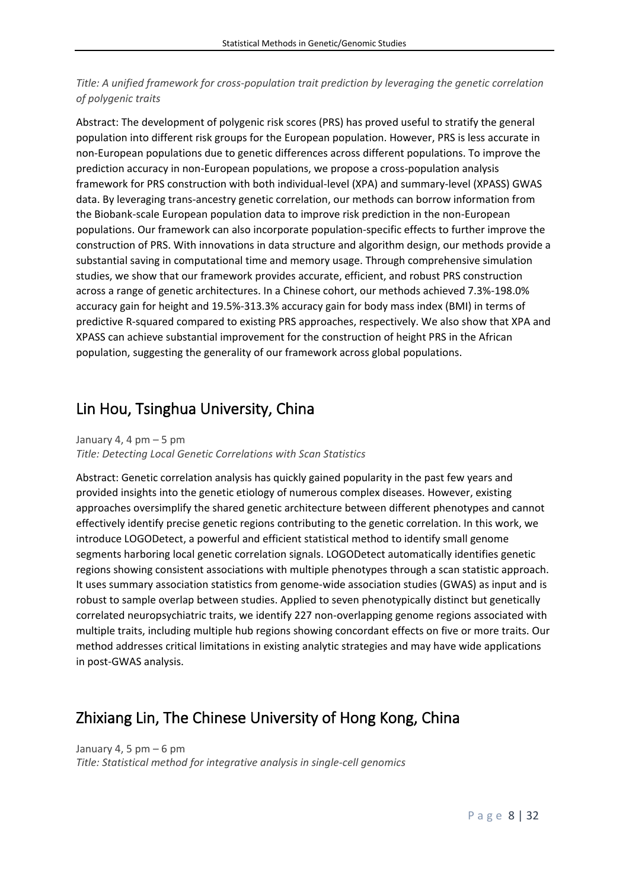*Title: A unified framework for cross-population trait prediction by leveraging the genetic correlation of polygenic traits*

Abstract: The development of polygenic risk scores (PRS) has proved useful to stratify the general population into different risk groups for the European population. However, PRS is less accurate in non-European populations due to genetic differences across different populations. To improve the prediction accuracy in non-European populations, we propose a cross-population analysis framework for PRS construction with both individual-level (XPA) and summary-level (XPASS) GWAS data. By leveraging trans-ancestry genetic correlation, our methods can borrow information from the Biobank-scale European population data to improve risk prediction in the non-European populations. Our framework can also incorporate population-specific effects to further improve the construction of PRS. With innovations in data structure and algorithm design, our methods provide a substantial saving in computational time and memory usage. Through comprehensive simulation studies, we show that our framework provides accurate, efficient, and robust PRS construction across a range of genetic architectures. In a Chinese cohort, our methods achieved 7.3%-198.0% accuracy gain for height and 19.5%-313.3% accuracy gain for body mass index (BMI) in terms of predictive R-squared compared to existing PRS approaches, respectively. We also show that XPA and XPASS can achieve substantial improvement for the construction of height PRS in the African population, suggesting the generality of our framework across global populations.

## Lin Hou, Tsinghua University, China

January 4, 4 pm – 5 pm
*Title: Detecting Local Genetic Correlations with Scan Statistics*

Abstract: Genetic correlation analysis has quickly gained popularity in the past few years and provided insights into the genetic etiology of numerous complex diseases. However, existing approaches oversimplify the shared genetic architecture between different phenotypes and cannot effectively identify precise genetic regions contributing to the genetic correlation. In this work, we introduce LOGODetect, a powerful and efficient statistical method to identify small genome segments harboring local genetic correlation signals. LOGODetect automatically identifies genetic regions showing consistent associations with multiple phenotypes through a scan statistic approach. It uses summary association statistics from genome-wide association studies (GWAS) as input and is robust to sample overlap between studies. Applied to seven phenotypically distinct but genetically correlated neuropsychiatric traits, we identify 227 non-overlapping genome regions associated with multiple traits, including multiple hub regions showing concordant effects on five or more traits. Our method addresses critical limitations in existing analytic strategies and may have wide applications in post-GWAS analysis.

## Zhixiang Lin, The Chinese University of Hong Kong, China

January 4, 5 pm – 6 pm
*Title: Statistical method for integrative analysis in single-cell genomics*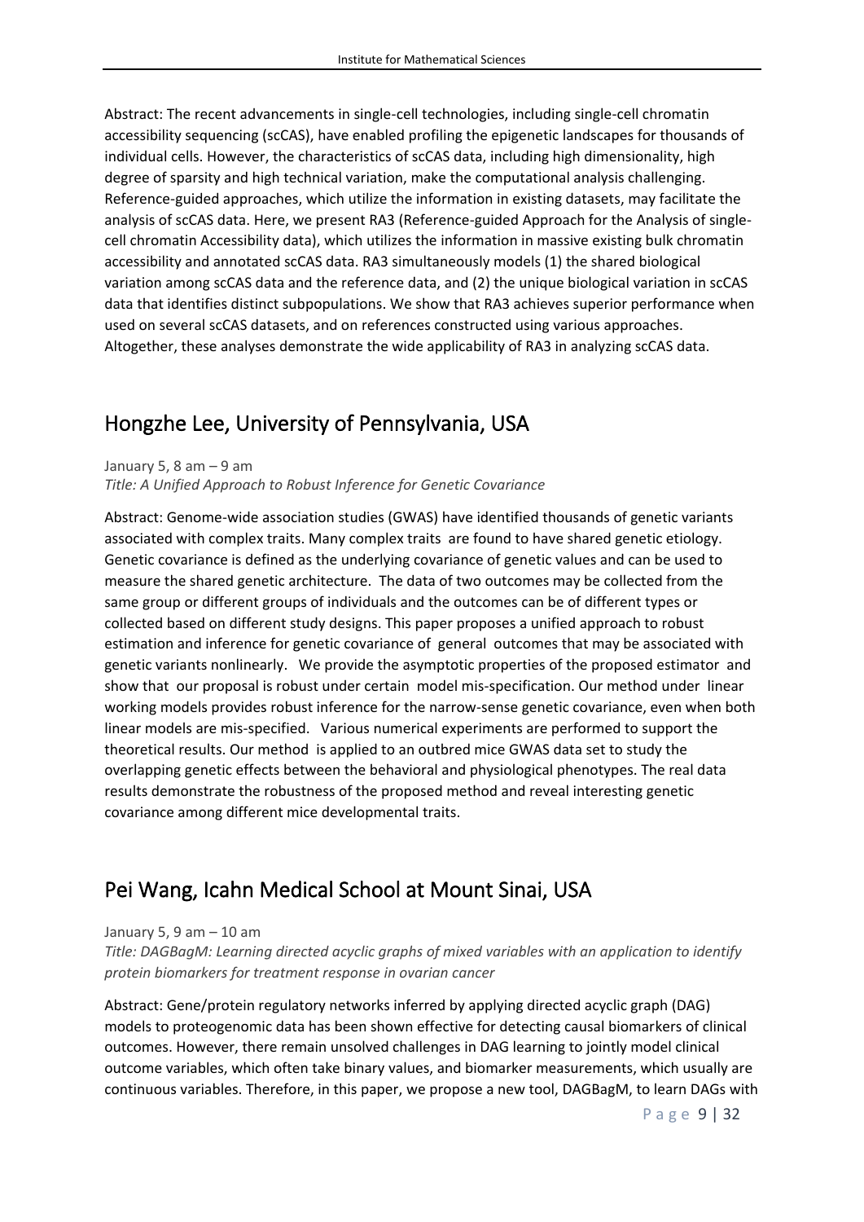Abstract: The recent advancements in single-cell technologies, including single-cell chromatin accessibility sequencing (scCAS), have enabled profiling the epigenetic landscapes for thousands of individual cells. However, the characteristics of scCAS data, including high dimensionality, high degree of sparsity and high technical variation, make the computational analysis challenging. Reference-guided approaches, which utilize the information in existing datasets, may facilitate the analysis of scCAS data. Here, we present RA3 (Reference-guided Approach for the Analysis of single-cell chromatin Accessibility data), which utilizes the information in massive existing bulk chromatin accessibility and annotated scCAS data. RA3 simultaneously models (1) the shared biological variation among scCAS data and the reference data, and (2) the unique biological variation in scCAS data that identifies distinct subpopulations. We show that RA3 achieves superior performance when used on several scCAS datasets, and on references constructed using various approaches. Altogether, these analyses demonstrate the wide applicability of RA3 in analyzing scCAS data.

## Hongzhe Lee, University of Pennsylvania, USA

January 5, 8 am – 9 am
*Title: A Unified Approach to Robust Inference for Genetic Covariance*

Abstract: Genome-wide association studies (GWAS) have identified thousands of genetic variants associated with complex traits. Many complex traits are found to have shared genetic etiology. Genetic covariance is defined as the underlying covariance of genetic values and can be used to measure the shared genetic architecture. The data of two outcomes may be collected from the same group or different groups of individuals and the outcomes can be of different types or collected based on different study designs. This paper proposes a unified approach to robust estimation and inference for genetic covariance of general outcomes that may be associated with genetic variants nonlinearly. We provide the asymptotic properties of the proposed estimator and show that our proposal is robust under certain model mis-specification. Our method under linear working models provides robust inference for the narrow-sense genetic covariance, even when both linear models are mis-specified. Various numerical experiments are performed to support the theoretical results. Our method is applied to an outbred mice GWAS data set to study the overlapping genetic effects between the behavioral and physiological phenotypes. The real data results demonstrate the robustness of the proposed method and reveal interesting genetic covariance among different mice developmental traits.

## Pei Wang, Icahn Medical School at Mount Sinai, USA

January 5, 9 am – 10 am
*Title: DAGBagM: Learning directed acyclic graphs of mixed variables with an application to identify protein biomarkers for treatment response in ovarian cancer*

Abstract: Gene/protein regulatory networks inferred by applying directed acyclic graph (DAG) models to proteogenomic data has been shown effective for detecting causal biomarkers of clinical outcomes. However, there remain unsolved challenges in DAG learning to jointly model clinical outcome variables, which often take binary values, and biomarker measurements, which usually are continuous variables. Therefore, in this paper, we propose a new tool, DAGBagM, to learn DAGs with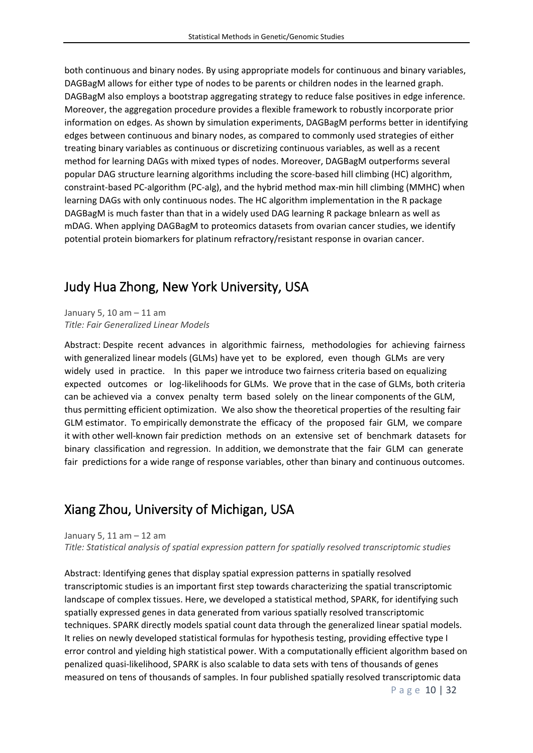both continuous and binary nodes. By using appropriate models for continuous and binary variables, DAGBagM allows for either type of nodes to be parents or children nodes in the learned graph. DAGBagM also employs a bootstrap aggregating strategy to reduce false positives in edge inference. Moreover, the aggregation procedure provides a flexible framework to robustly incorporate prior information on edges. As shown by simulation experiments, DAGBagM performs better in identifying edges between continuous and binary nodes, as compared to commonly used strategies of either treating binary variables as continuous or discretizing continuous variables, as well as a recent method for learning DAGs with mixed types of nodes. Moreover, DAGBagM outperforms several popular DAG structure learning algorithms including the score-based hill climbing (HC) algorithm, constraint-based PC-algorithm (PC-alg), and the hybrid method max-min hill climbing (MMHC) when learning DAGs with only continuous nodes. The HC algorithm implementation in the R package DAGBagM is much faster than that in a widely used DAG learning R package bnlearn as well as mDAG. When applying DAGBagM to proteomics datasets from ovarian cancer studies, we identify potential protein biomarkers for platinum refractory/resistant response in ovarian cancer.

## Judy Hua Zhong, New York University, USA

January 5, 10 am – 11 am
*Title: Fair Generalized Linear Models*

Abstract: Despite recent advances in algorithmic fairness, methodologies for achieving fairness with generalized linear models (GLMs) have yet to be explored, even though GLMs are very widely used in practice. In this paper we introduce two fairness criteria based on equalizing expected outcomes or log-likelihoods for GLMs. We prove that in the case of GLMs, both criteria can be achieved via a convex penalty term based solely on the linear components of the GLM, thus permitting efficient optimization. We also show the theoretical properties of the resulting fair GLM estimator. To empirically demonstrate the efficacy of the proposed fair GLM, we compare it with other well-known fair prediction methods on an extensive set of benchmark datasets for binary classification and regression. In addition, we demonstrate that the fair GLM can generate fair predictions for a wide range of response variables, other than binary and continuous outcomes.

## Xiang Zhou, University of Michigan, USA

January 5, 11 am – 12 am
*Title: Statistical analysis of spatial expression pattern for spatially resolved transcriptomic studies*

Abstract: Identifying genes that display spatial expression patterns in spatially resolved transcriptomic studies is an important first step towards characterizing the spatial transcriptomic landscape of complex tissues. Here, we developed a statistical method, SPARK, for identifying such spatially expressed genes in data generated from various spatially resolved transcriptomic techniques. SPARK directly models spatial count data through the generalized linear spatial models. It relies on newly developed statistical formulas for hypothesis testing, providing effective type I error control and yielding high statistical power. With a computationally efficient algorithm based on penalized quasi-likelihood, SPARK is also scalable to data sets with tens of thousands of genes measured on tens of thousands of samples. In four published spatially resolved transcriptomic data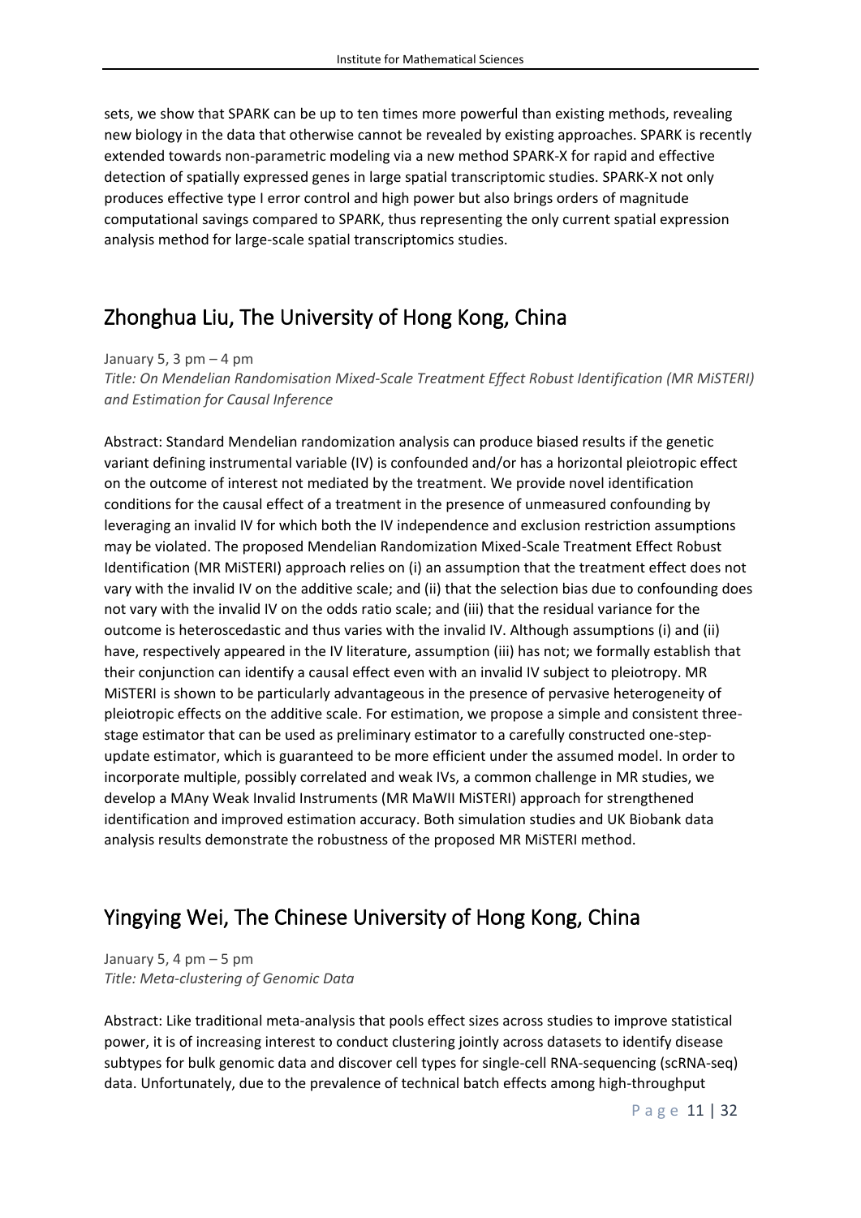sets, we show that SPARK can be up to ten times more powerful than existing methods, revealing new biology in the data that otherwise cannot be revealed by existing approaches. SPARK is recently extended towards non-parametric modeling via a new method SPARK-X for rapid and effective detection of spatially expressed genes in large spatial transcriptomic studies. SPARK-X not only produces effective type I error control and high power but also brings orders of magnitude computational savings compared to SPARK, thus representing the only current spatial expression analysis method for large-scale spatial transcriptomics studies.

## Zhonghua Liu, The University of Hong Kong, China

January 5, 3 pm – 4 pm
*Title: On Mendelian Randomisation Mixed-Scale Treatment Effect Robust Identification (MR MiSTERI) and Estimation for Causal Inference*

Abstract: Standard Mendelian randomization analysis can produce biased results if the genetic variant defining instrumental variable (IV) is confounded and/or has a horizontal pleiotropic effect on the outcome of interest not mediated by the treatment. We provide novel identification conditions for the causal effect of a treatment in the presence of unmeasured confounding by leveraging an invalid IV for which both the IV independence and exclusion restriction assumptions may be violated. The proposed Mendelian Randomization Mixed-Scale Treatment Effect Robust Identification (MR MiSTERI) approach relies on (i) an assumption that the treatment effect does not vary with the invalid IV on the additive scale; and (ii) that the selection bias due to confounding does not vary with the invalid IV on the odds ratio scale; and (iii) that the residual variance for the outcome is heteroscedastic and thus varies with the invalid IV. Although assumptions (i) and (ii) have, respectively appeared in the IV literature, assumption (iii) has not; we formally establish that their conjunction can identify a causal effect even with an invalid IV subject to pleiotropy. MR MiSTERI is shown to be particularly advantageous in the presence of pervasive heterogeneity of pleiotropic effects on the additive scale. For estimation, we propose a simple and consistent three-stage estimator that can be used as preliminary estimator to a carefully constructed one-step-update estimator, which is guaranteed to be more efficient under the assumed model. In order to incorporate multiple, possibly correlated and weak IVs, a common challenge in MR studies, we develop a MAny Weak Invalid Instruments (MR MaWII MiSTERI) approach for strengthened identification and improved estimation accuracy. Both simulation studies and UK Biobank data analysis results demonstrate the robustness of the proposed MR MiSTERI method.

## Yingying Wei, The Chinese University of Hong Kong, China

January 5, 4 pm – 5 pm
*Title: Meta-clustering of Genomic Data*

Abstract: Like traditional meta-analysis that pools effect sizes across studies to improve statistical power, it is of increasing interest to conduct clustering jointly across datasets to identify disease subtypes for bulk genomic data and discover cell types for single-cell RNA-sequencing (scRNA-seq) data. Unfortunately, due to the prevalence of technical batch effects among high-throughput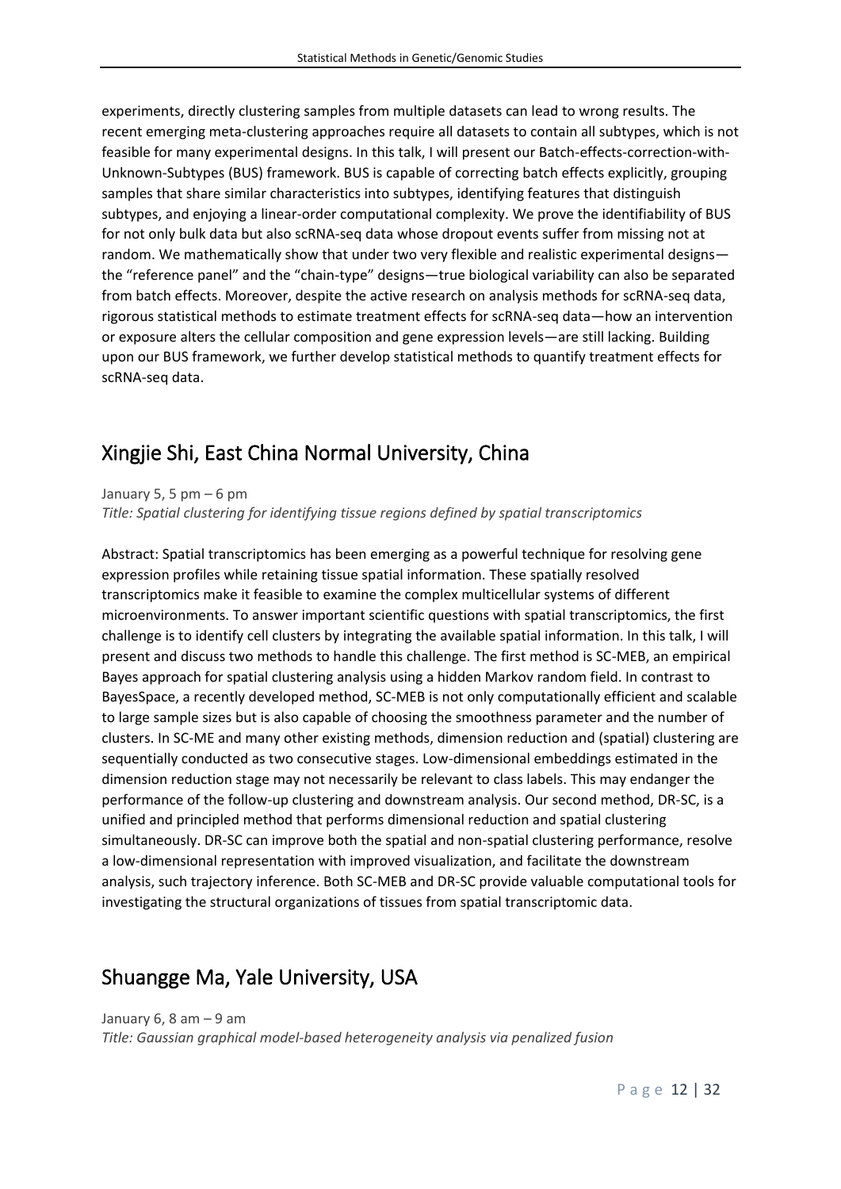experiments, directly clustering samples from multiple datasets can lead to wrong results. The recent emerging meta-clustering approaches require all datasets to contain all subtypes, which is not feasible for many experimental designs. In this talk, I will present our Batch-effects-correction-with-Unknown-Subtypes (BUS) framework. BUS is capable of correcting batch effects explicitly, grouping samples that share similar characteristics into subtypes, identifying features that distinguish subtypes, and enjoying a linear-order computational complexity. We prove the identifiability of BUS for not only bulk data but also scRNA-seq data whose dropout events suffer from missing not at random. We mathematically show that under two very flexible and realistic experimental designs—the "reference panel" and the "chain-type" designs—true biological variability can also be separated from batch effects. Moreover, despite the active research on analysis methods for scRNA-seq data, rigorous statistical methods to estimate treatment effects for scRNA-seq data—how an intervention or exposure alters the cellular composition and gene expression levels—are still lacking. Building upon our BUS framework, we further develop statistical methods to quantify treatment effects for scRNA-seq data.

## Xingjie Shi, East China Normal University, China

January 5, 5 pm – 6 pm

*Title: Spatial clustering for identifying tissue regions defined by spatial transcriptomics*

Abstract: Spatial transcriptomics has been emerging as a powerful technique for resolving gene expression profiles while retaining tissue spatial information. These spatially resolved transcriptomics make it feasible to examine the complex multicellular systems of different microenvironments. To answer important scientific questions with spatial transcriptomics, the first challenge is to identify cell clusters by integrating the available spatial information. In this talk, I will present and discuss two methods to handle this challenge. The first method is SC-MEB, an empirical Bayes approach for spatial clustering analysis using a hidden Markov random field. In contrast to BayesSpace, a recently developed method, SC-MEB is not only computationally efficient and scalable to large sample sizes but is also capable of choosing the smoothness parameter and the number of clusters. In SC-ME and many other existing methods, dimension reduction and (spatial) clustering are sequentially conducted as two consecutive stages. Low-dimensional embeddings estimated in the dimension reduction stage may not necessarily be relevant to class labels. This may endanger the performance of the follow-up clustering and downstream analysis. Our second method, DR-SC, is a unified and principled method that performs dimensional reduction and spatial clustering simultaneously. DR-SC can improve both the spatial and non-spatial clustering performance, resolve a low-dimensional representation with improved visualization, and facilitate the downstream analysis, such trajectory inference. Both SC-MEB and DR-SC provide valuable computational tools for investigating the structural organizations of tissues from spatial transcriptomic data.

## Shuangge Ma, Yale University, USA

January 6, 8 am – 9 am

*Title: Gaussian graphical model-based heterogeneity analysis via penalized fusion*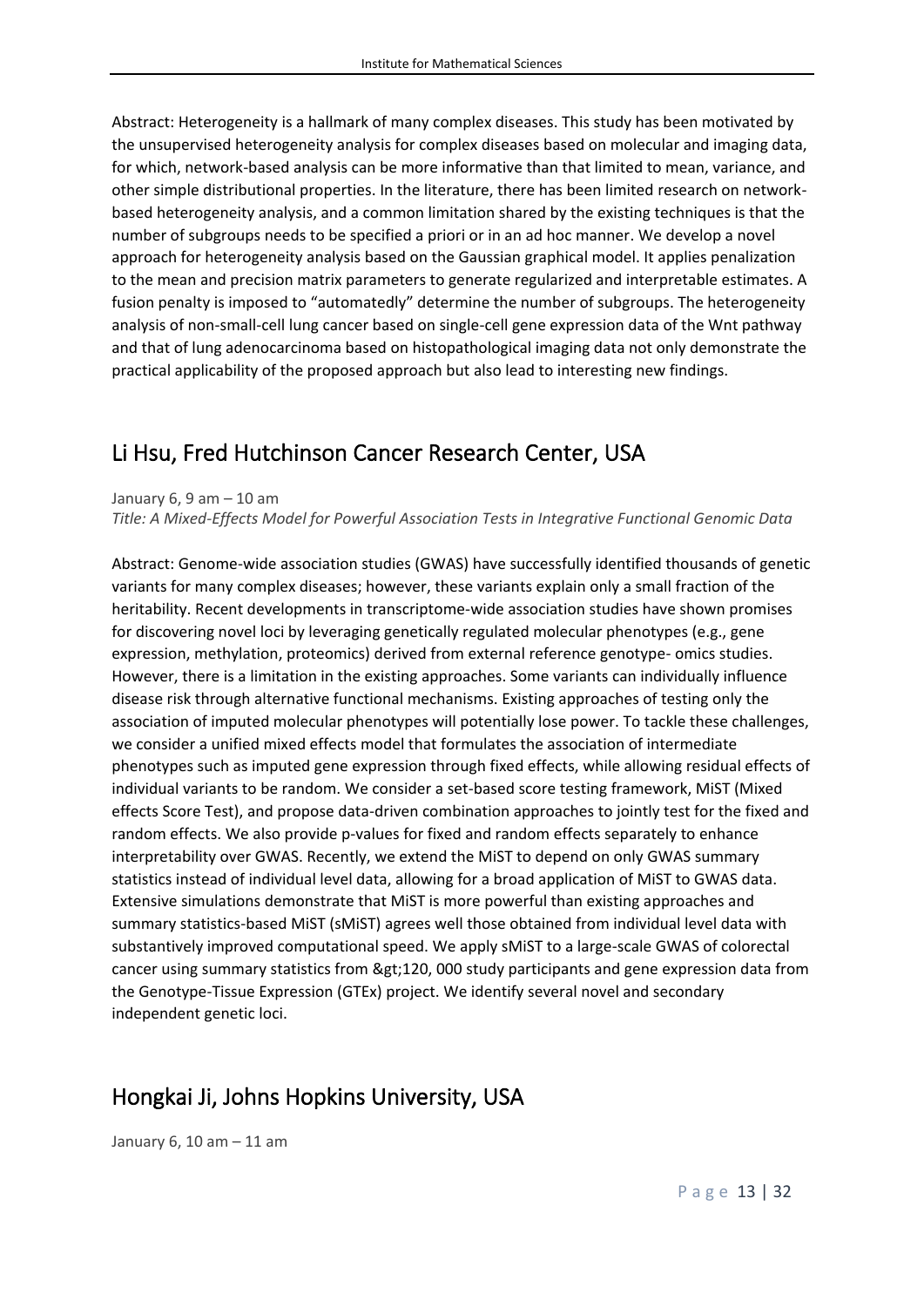Abstract: Heterogeneity is a hallmark of many complex diseases. This study has been motivated by the unsupervised heterogeneity analysis for complex diseases based on molecular and imaging data, for which, network-based analysis can be more informative than that limited to mean, variance, and other simple distributional properties. In the literature, there has been limited research on network-based heterogeneity analysis, and a common limitation shared by the existing techniques is that the number of subgroups needs to be specified a priori or in an ad hoc manner. We develop a novel approach for heterogeneity analysis based on the Gaussian graphical model. It applies penalization to the mean and precision matrix parameters to generate regularized and interpretable estimates. A fusion penalty is imposed to "automatedly" determine the number of subgroups. The heterogeneity analysis of non-small-cell lung cancer based on single-cell gene expression data of the Wnt pathway and that of lung adenocarcinoma based on histopathological imaging data not only demonstrate the practical applicability of the proposed approach but also lead to interesting new findings.

## Li Hsu, Fred Hutchinson Cancer Research Center, USA

January 6, 9 am – 10 am
*Title: A Mixed-Effects Model for Powerful Association Tests in Integrative Functional Genomic Data*

Abstract: Genome-wide association studies (GWAS) have successfully identified thousands of genetic variants for many complex diseases; however, these variants explain only a small fraction of the heritability. Recent developments in transcriptome-wide association studies have shown promises for discovering novel loci by leveraging genetically regulated molecular phenotypes (e.g., gene expression, methylation, proteomics) derived from external reference genotype- omics studies. However, there is a limitation in the existing approaches. Some variants can individually influence disease risk through alternative functional mechanisms. Existing approaches of testing only the association of imputed molecular phenotypes will potentially lose power. To tackle these challenges, we consider a unified mixed effects model that formulates the association of intermediate phenotypes such as imputed gene expression through fixed effects, while allowing residual effects of individual variants to be random. We consider a set-based score testing framework, MiST (Mixed effects Score Test), and propose data-driven combination approaches to jointly test for the fixed and random effects. We also provide p-values for fixed and random effects separately to enhance interpretability over GWAS. Recently, we extend the MiST to depend on only GWAS summary statistics instead of individual level data, allowing for a broad application of MiST to GWAS data. Extensive simulations demonstrate that MiST is more powerful than existing approaches and summary statistics-based MiST (sMiST) agrees well those obtained from individual level data with substantively improved computational speed. We apply sMiST to a large-scale GWAS of colorectal cancer using summary statistics from &gt;120, 000 study participants and gene expression data from the Genotype-Tissue Expression (GTEx) project. We identify several novel and secondary independent genetic loci.

## Hongkai Ji, Johns Hopkins University, USA

January 6, 10 am – 11 am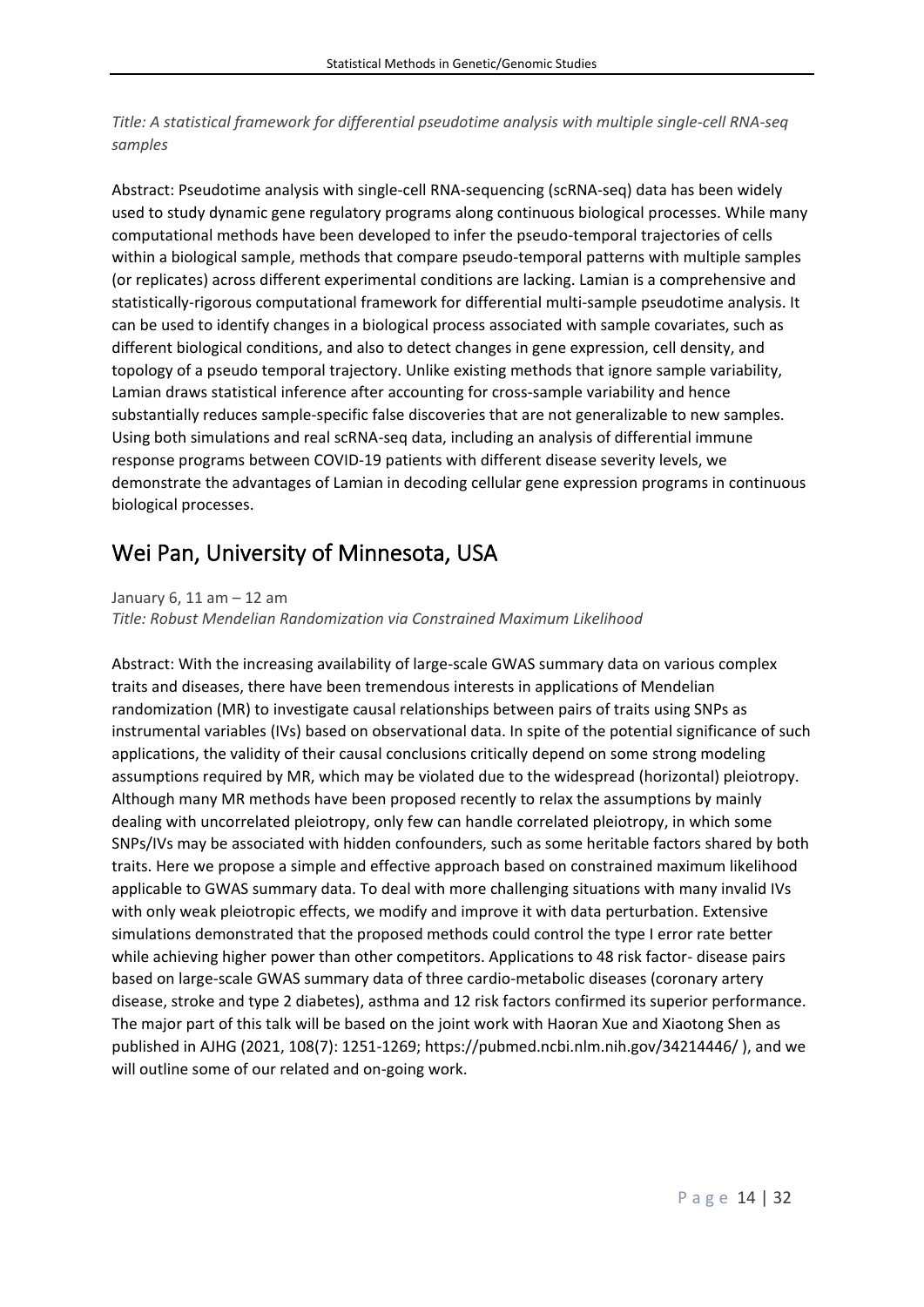*Title: A statistical framework for differential pseudotime analysis with multiple single-cell RNA-seq samples*

Abstract: Pseudotime analysis with single-cell RNA-sequencing (scRNA-seq) data has been widely used to study dynamic gene regulatory programs along continuous biological processes. While many computational methods have been developed to infer the pseudo-temporal trajectories of cells within a biological sample, methods that compare pseudo-temporal patterns with multiple samples (or replicates) across different experimental conditions are lacking. Lamian is a comprehensive and statistically-rigorous computational framework for differential multi-sample pseudotime analysis. It can be used to identify changes in a biological process associated with sample covariates, such as different biological conditions, and also to detect changes in gene expression, cell density, and topology of a pseudo temporal trajectory. Unlike existing methods that ignore sample variability, Lamian draws statistical inference after accounting for cross-sample variability and hence substantially reduces sample-specific false discoveries that are not generalizable to new samples. Using both simulations and real scRNA-seq data, including an analysis of differential immune response programs between COVID-19 patients with different disease severity levels, we demonstrate the advantages of Lamian in decoding cellular gene expression programs in continuous biological processes.

## Wei Pan, University of Minnesota, USA

January 6, 11 am – 12 am
*Title: Robust Mendelian Randomization via Constrained Maximum Likelihood*

Abstract: With the increasing availability of large-scale GWAS summary data on various complex traits and diseases, there have been tremendous interests in applications of Mendelian randomization (MR) to investigate causal relationships between pairs of traits using SNPs as instrumental variables (IVs) based on observational data. In spite of the potential significance of such applications, the validity of their causal conclusions critically depend on some strong modeling assumptions required by MR, which may be violated due to the widespread (horizontal) pleiotropy. Although many MR methods have been proposed recently to relax the assumptions by mainly dealing with uncorrelated pleiotropy, only few can handle correlated pleiotropy, in which some SNPs/IVs may be associated with hidden confounders, such as some heritable factors shared by both traits. Here we propose a simple and effective approach based on constrained maximum likelihood applicable to GWAS summary data. To deal with more challenging situations with many invalid IVs with only weak pleiotropic effects, we modify and improve it with data perturbation. Extensive simulations demonstrated that the proposed methods could control the type I error rate better while achieving higher power than other competitors. Applications to 48 risk factor- disease pairs based on large-scale GWAS summary data of three cardio-metabolic diseases (coronary artery disease, stroke and type 2 diabetes), asthma and 12 risk factors confirmed its superior performance. The major part of this talk will be based on the joint work with Haoran Xue and Xiaotong Shen as published in AJHG (2021, 108(7): 1251-1269; https://pubmed.ncbi.nlm.nih.gov/34214446/ ), and we will outline some of our related and on-going work.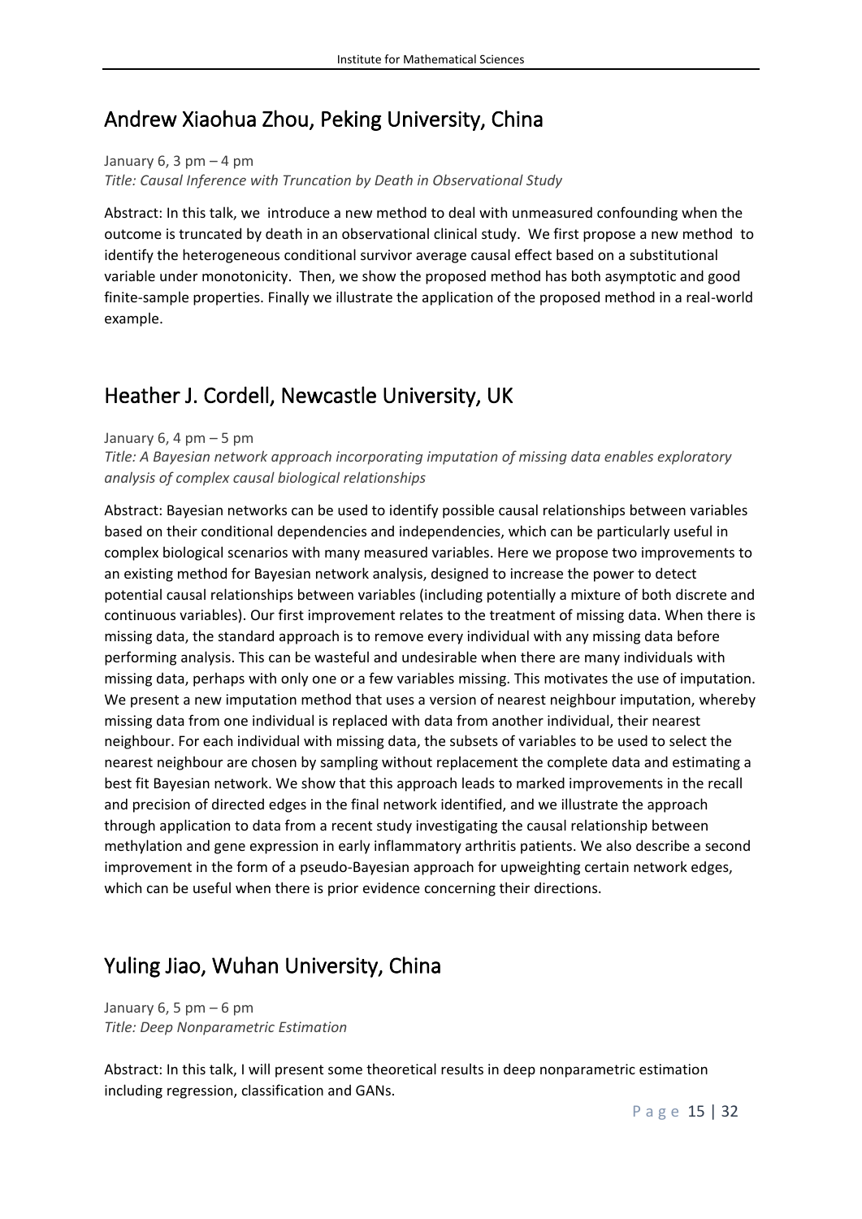## Andrew Xiaohua Zhou, Peking University, China

January 6, 3 pm – 4 pm

*Title: Causal Inference with Truncation by Death in Observational Study*

Abstract: In this talk, we introduce a new method to deal with unmeasured confounding when the outcome is truncated by death in an observational clinical study. We first propose a new method to identify the heterogeneous conditional survivor average causal effect based on a substitutional variable under monotonicity. Then, we show the proposed method has both asymptotic and good finite-sample properties. Finally we illustrate the application of the proposed method in a real-world example.

## Heather J. Cordell, Newcastle University, UK

January 6, 4 pm – 5 pm

*Title: A Bayesian network approach incorporating imputation of missing data enables exploratory analysis of complex causal biological relationships*

Abstract: Bayesian networks can be used to identify possible causal relationships between variables based on their conditional dependencies and independencies, which can be particularly useful in complex biological scenarios with many measured variables. Here we propose two improvements to an existing method for Bayesian network analysis, designed to increase the power to detect potential causal relationships between variables (including potentially a mixture of both discrete and continuous variables). Our first improvement relates to the treatment of missing data. When there is missing data, the standard approach is to remove every individual with any missing data before performing analysis. This can be wasteful and undesirable when there are many individuals with missing data, perhaps with only one or a few variables missing. This motivates the use of imputation. We present a new imputation method that uses a version of nearest neighbour imputation, whereby missing data from one individual is replaced with data from another individual, their nearest neighbour. For each individual with missing data, the subsets of variables to be used to select the nearest neighbour are chosen by sampling without replacement the complete data and estimating a best fit Bayesian network. We show that this approach leads to marked improvements in the recall and precision of directed edges in the final network identified, and we illustrate the approach through application to data from a recent study investigating the causal relationship between methylation and gene expression in early inflammatory arthritis patients. We also describe a second improvement in the form of a pseudo-Bayesian approach for upweighting certain network edges, which can be useful when there is prior evidence concerning their directions.

## Yuling Jiao, Wuhan University, China

January 6, 5 pm – 6 pm

*Title: Deep Nonparametric Estimation*

Abstract: In this talk, I will present some theoretical results in deep nonparametric estimation including regression, classification and GANs.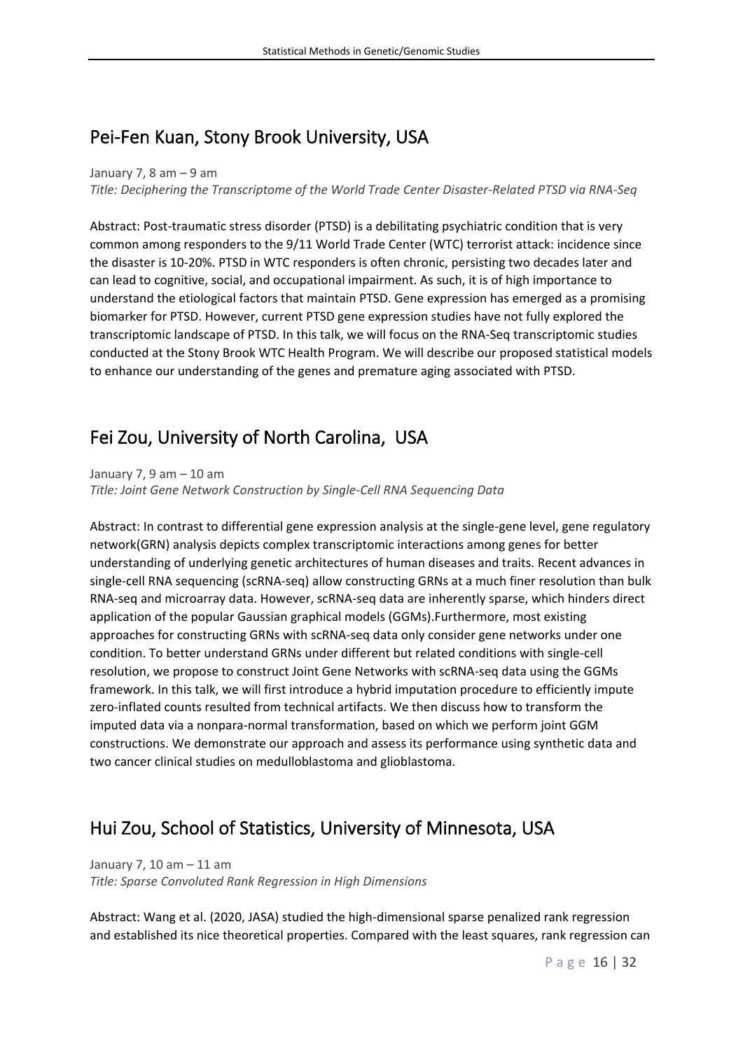## Pei-Fen Kuan, Stony Brook University, USA

January 7, 8 am – 9 am

*Title: Deciphering the Transcriptome of the World Trade Center Disaster-Related PTSD via RNA-Seq*

Abstract: Post-traumatic stress disorder (PTSD) is a debilitating psychiatric condition that is very common among responders to the 9/11 World Trade Center (WTC) terrorist attack: incidence since the disaster is 10-20%. PTSD in WTC responders is often chronic, persisting two decades later and can lead to cognitive, social, and occupational impairment. As such, it is of high importance to understand the etiological factors that maintain PTSD. Gene expression has emerged as a promising biomarker for PTSD. However, current PTSD gene expression studies have not fully explored the transcriptomic landscape of PTSD. In this talk, we will focus on the RNA-Seq transcriptomic studies conducted at the Stony Brook WTC Health Program. We will describe our proposed statistical models to enhance our understanding of the genes and premature aging associated with PTSD.

## Fei Zou, University of North Carolina, USA

January 7, 9 am – 10 am

*Title: Joint Gene Network Construction by Single-Cell RNA Sequencing Data*

Abstract: In contrast to differential gene expression analysis at the single-gene level, gene regulatory network(GRN) analysis depicts complex transcriptomic interactions among genes for better understanding of underlying genetic architectures of human diseases and traits. Recent advances in single-cell RNA sequencing (scRNA-seq) allow constructing GRNs at a much finer resolution than bulk RNA-seq and microarray data. However, scRNA-seq data are inherently sparse, which hinders direct application of the popular Gaussian graphical models (GGMs).Furthermore, most existing approaches for constructing GRNs with scRNA-seq data only consider gene networks under one condition. To better understand GRNs under different but related conditions with single-cell resolution, we propose to construct Joint Gene Networks with scRNA-seq data using the GGMs framework. In this talk, we will first introduce a hybrid imputation procedure to efficiently impute zero-inflated counts resulted from technical artifacts. We then discuss how to transform the imputed data via a nonpara-normal transformation, based on which we perform joint GGM constructions. We demonstrate our approach and assess its performance using synthetic data and two cancer clinical studies on medulloblastoma and glioblastoma.

## Hui Zou, School of Statistics, University of Minnesota, USA

January 7, 10 am – 11 am

*Title: Sparse Convoluted Rank Regression in High Dimensions*

Abstract: Wang et al. (2020, JASA) studied the high-dimensional sparse penalized rank regression and established its nice theoretical properties. Compared with the least squares, rank regression can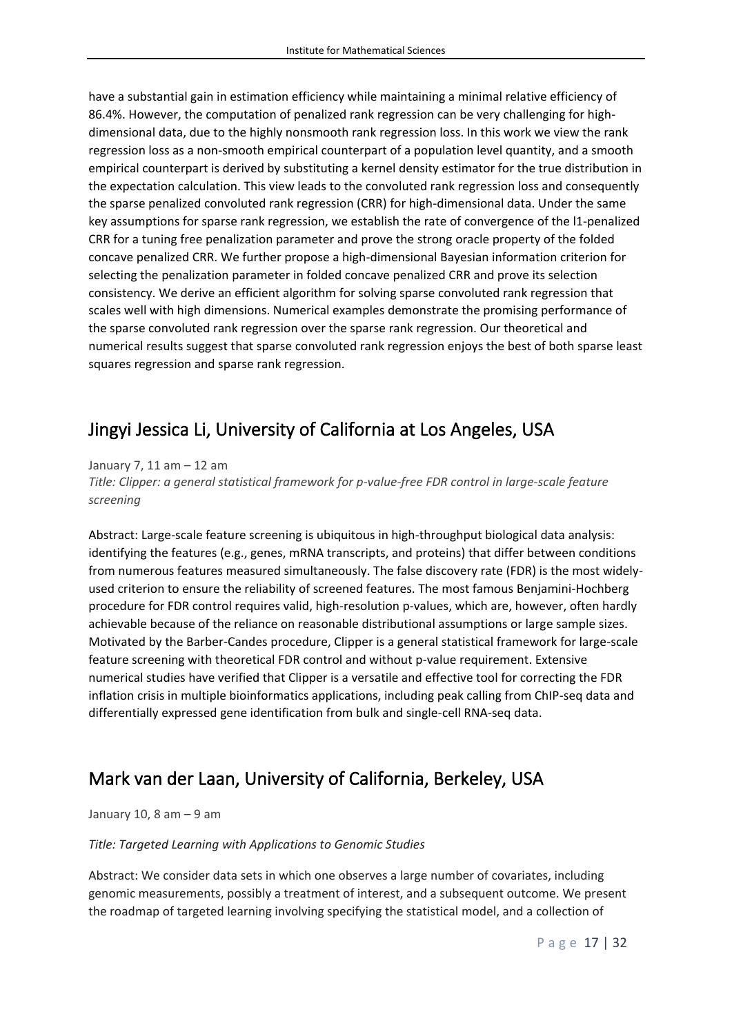have a substantial gain in estimation efficiency while maintaining a minimal relative efficiency of 86.4%. However, the computation of penalized rank regression can be very challenging for high-dimensional data, due to the highly nonsmooth rank regression loss. In this work we view the rank regression loss as a non-smooth empirical counterpart of a population level quantity, and a smooth empirical counterpart is derived by substituting a kernel density estimator for the true distribution in the expectation calculation. This view leads to the convoluted rank regression loss and consequently the sparse penalized convoluted rank regression (CRR) for high-dimensional data. Under the same key assumptions for sparse rank regression, we establish the rate of convergence of the l1-penalized CRR for a tuning free penalization parameter and prove the strong oracle property of the folded concave penalized CRR. We further propose a high-dimensional Bayesian information criterion for selecting the penalization parameter in folded concave penalized CRR and prove its selection consistency. We derive an efficient algorithm for solving sparse convoluted rank regression that scales well with high dimensions. Numerical examples demonstrate the promising performance of the sparse convoluted rank regression over the sparse rank regression. Our theoretical and numerical results suggest that sparse convoluted rank regression enjoys the best of both sparse least squares regression and sparse rank regression.

## Jingyi Jessica Li, University of California at Los Angeles, USA

January 7, 11 am – 12 am

*Title: Clipper: a general statistical framework for p-value-free FDR control in large-scale feature screening*

Abstract: Large-scale feature screening is ubiquitous in high-throughput biological data analysis: identifying the features (e.g., genes, mRNA transcripts, and proteins) that differ between conditions from numerous features measured simultaneously. The false discovery rate (FDR) is the most widely-used criterion to ensure the reliability of screened features. The most famous Benjamini-Hochberg procedure for FDR control requires valid, high-resolution p-values, which are, however, often hardly achievable because of the reliance on reasonable distributional assumptions or large sample sizes. Motivated by the Barber-Candes procedure, Clipper is a general statistical framework for large-scale feature screening with theoretical FDR control and without p-value requirement. Extensive numerical studies have verified that Clipper is a versatile and effective tool for correcting the FDR inflation crisis in multiple bioinformatics applications, including peak calling from ChIP-seq data and differentially expressed gene identification from bulk and single-cell RNA-seq data.

## Mark van der Laan, University of California, Berkeley, USA

January 10, 8 am – 9 am

*Title: Targeted Learning with Applications to Genomic Studies*

Abstract: We consider data sets in which one observes a large number of covariates, including genomic measurements, possibly a treatment of interest, and a subsequent outcome. We present the roadmap of targeted learning involving specifying the statistical model, and a collection of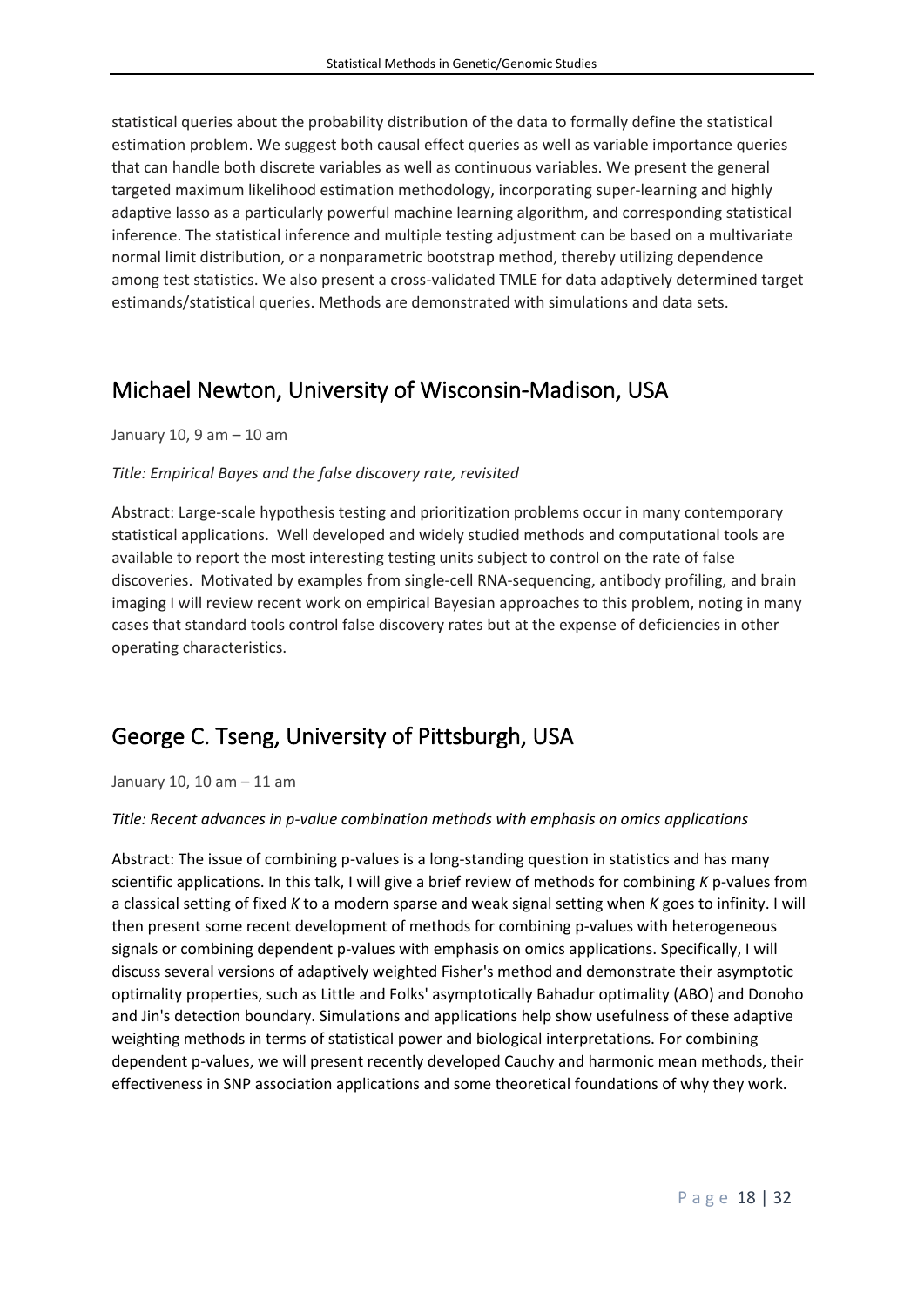statistical queries about the probability distribution of the data to formally define the statistical estimation problem. We suggest both causal effect queries as well as variable importance queries that can handle both discrete variables as well as continuous variables. We present the general targeted maximum likelihood estimation methodology, incorporating super-learning and highly adaptive lasso as a particularly powerful machine learning algorithm, and corresponding statistical inference. The statistical inference and multiple testing adjustment can be based on a multivariate normal limit distribution, or a nonparametric bootstrap method, thereby utilizing dependence among test statistics. We also present a cross-validated TMLE for data adaptively determined target estimands/statistical queries. Methods are demonstrated with simulations and data sets.

## Michael Newton, University of Wisconsin-Madison, USA

January 10, 9 am – 10 am

*Title: Empirical Bayes and the false discovery rate, revisited*

Abstract: Large-scale hypothesis testing and prioritization problems occur in many contemporary statistical applications. Well developed and widely studied methods and computational tools are available to report the most interesting testing units subject to control on the rate of false discoveries. Motivated by examples from single-cell RNA-sequencing, antibody profiling, and brain imaging I will review recent work on empirical Bayesian approaches to this problem, noting in many cases that standard tools control false discovery rates but at the expense of deficiencies in other operating characteristics.

## George C. Tseng, University of Pittsburgh, USA

January 10, 10 am – 11 am

*Title: Recent advances in p-value combination methods with emphasis on omics applications*

Abstract: The issue of combining p-values is a long-standing question in statistics and has many scientific applications. In this talk, I will give a brief review of methods for combining $K$ p-values from a classical setting of fixed $K$ to a modern sparse and weak signal setting when $K$ goes to infinity. I will then present some recent development of methods for combining p-values with heterogeneous signals or combining dependent p-values with emphasis on omics applications. Specifically, I will discuss several versions of adaptively weighted Fisher's method and demonstrate their asymptotic optimality properties, such as Little and Folks' asymptotically Bahadur optimality (ABO) and Donoho and Jin's detection boundary. Simulations and applications help show usefulness of these adaptive weighting methods in terms of statistical power and biological interpretations. For combining dependent p-values, we will present recently developed Cauchy and harmonic mean methods, their effectiveness in SNP association applications and some theoretical foundations of why they work.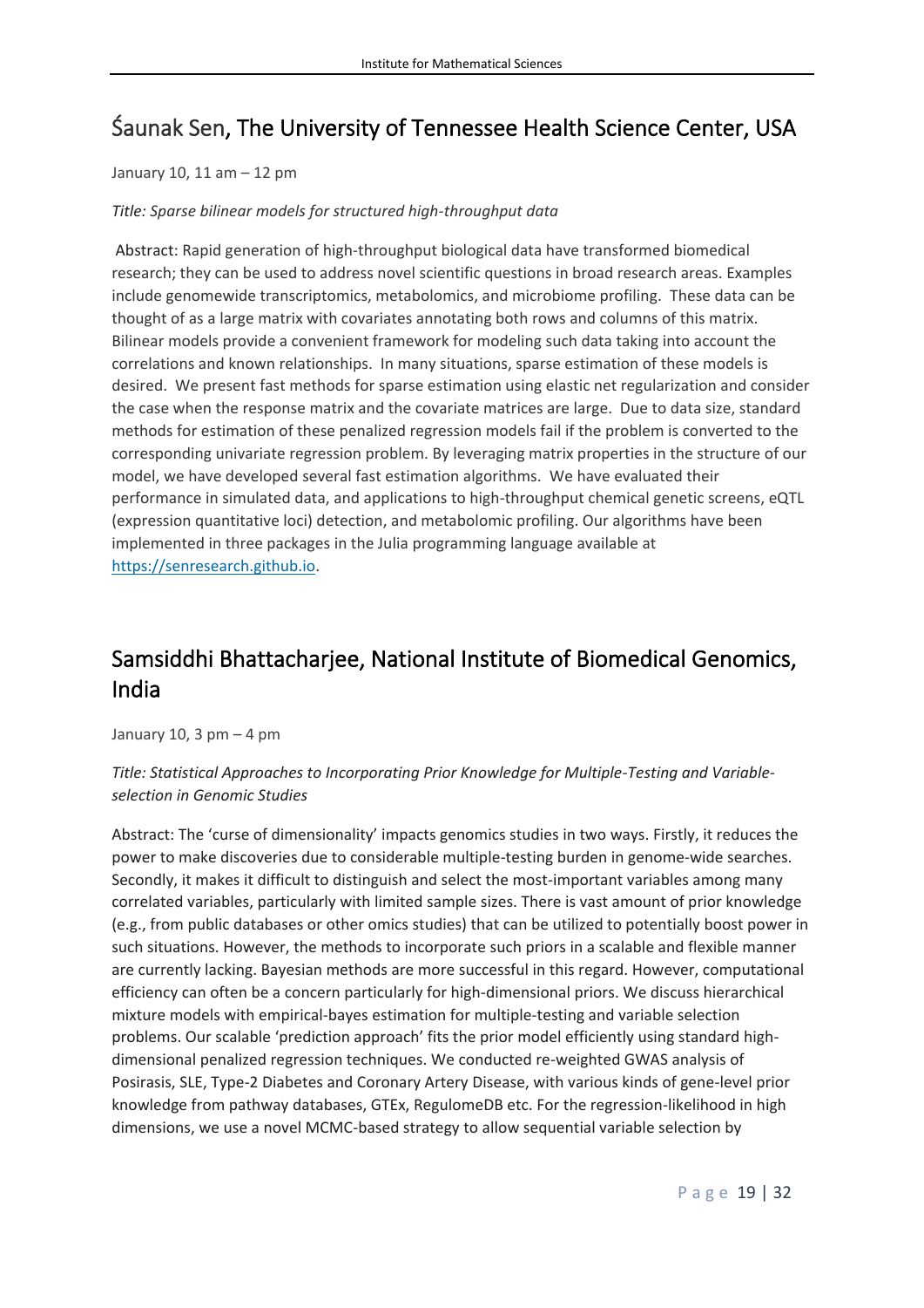## Śaunak Sen, The University of Tennessee Health Science Center, USA

January 10, 11 am – 12 pm

*Title: Sparse bilinear models for structured high-throughput data*

Abstract: Rapid generation of high-throughput biological data have transformed biomedical research; they can be used to address novel scientific questions in broad research areas. Examples include genomewide transcriptomics, metabolomics, and microbiome profiling. These data can be thought of as a large matrix with covariates annotating both rows and columns of this matrix. Bilinear models provide a convenient framework for modeling such data taking into account the correlations and known relationships. In many situations, sparse estimation of these models is desired. We present fast methods for sparse estimation using elastic net regularization and consider the case when the response matrix and the covariate matrices are large. Due to data size, standard methods for estimation of these penalized regression models fail if the problem is converted to the corresponding univariate regression problem. By leveraging matrix properties in the structure of our model, we have developed several fast estimation algorithms. We have evaluated their performance in simulated data, and applications to high-throughput chemical genetic screens, eQTL (expression quantitative loci) detection, and metabolomic profiling. Our algorithms have been implemented in three packages in the Julia programming language available at https://senresearch.github.io.

## Samsiddhi Bhattacharjee, National Institute of Biomedical Genomics, India

January 10, 3 pm – 4 pm

*Title: Statistical Approaches to Incorporating Prior Knowledge for Multiple-Testing and Variable-selection in Genomic Studies*

Abstract: The 'curse of dimensionality' impacts genomics studies in two ways. Firstly, it reduces the power to make discoveries due to considerable multiple-testing burden in genome-wide searches. Secondly, it makes it difficult to distinguish and select the most-important variables among many correlated variables, particularly with limited sample sizes. There is vast amount of prior knowledge (e.g., from public databases or other omics studies) that can be utilized to potentially boost power in such situations. However, the methods to incorporate such priors in a scalable and flexible manner are currently lacking. Bayesian methods are more successful in this regard. However, computational efficiency can often be a concern particularly for high-dimensional priors. We discuss hierarchical mixture models with empirical-bayes estimation for multiple-testing and variable selection problems. Our scalable 'prediction approach' fits the prior model efficiently using standard high-dimensional penalized regression techniques. We conducted re-weighted GWAS analysis of Posirasis, SLE, Type-2 Diabetes and Coronary Artery Disease, with various kinds of gene-level prior knowledge from pathway databases, GTEx, RegulomeDB etc. For the regression-likelihood in high dimensions, we use a novel MCMC-based strategy to allow sequential variable selection by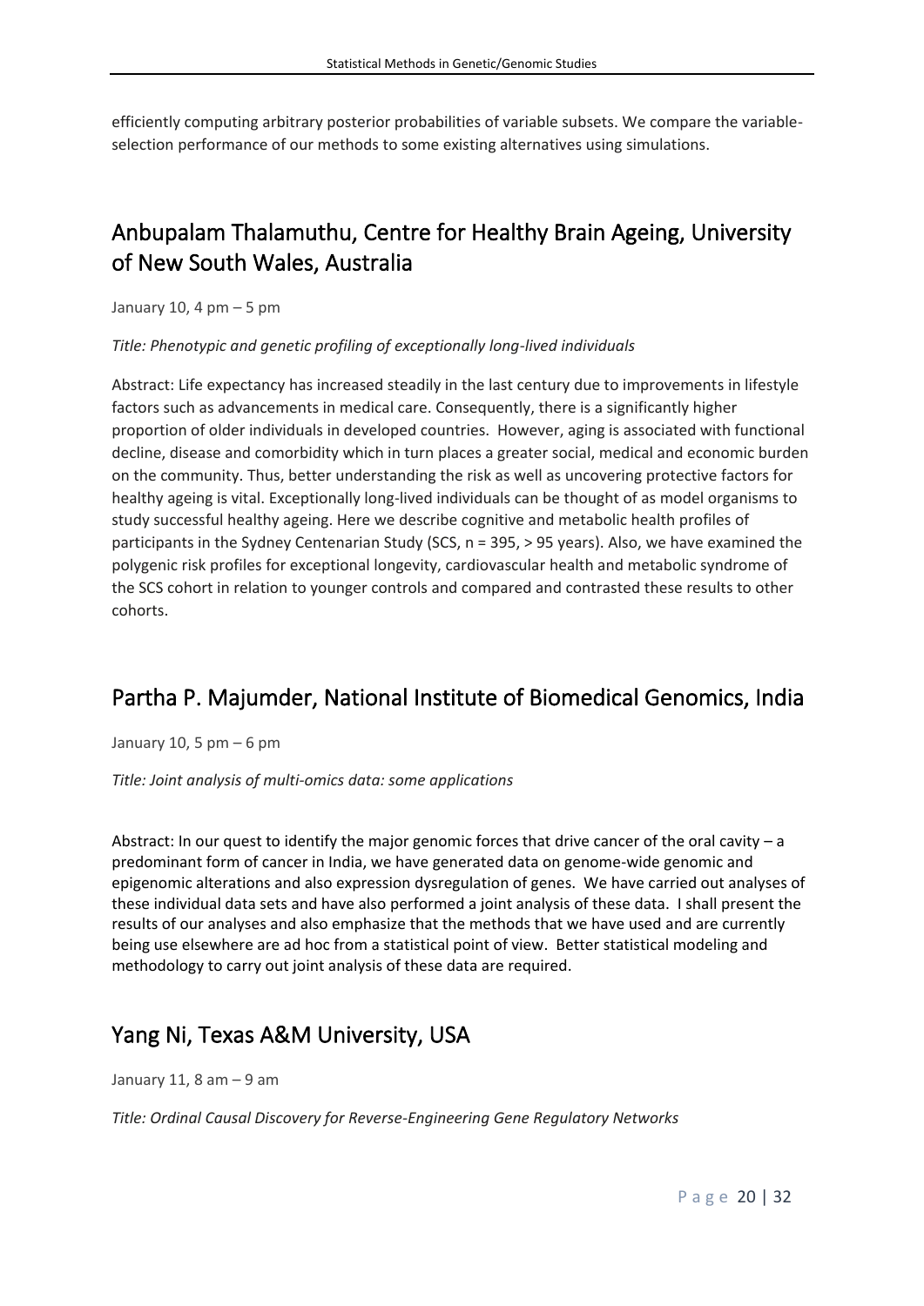efficiently computing arbitrary posterior probabilities of variable subsets. We compare the variable-selection performance of our methods to some existing alternatives using simulations.

## Anbupalam Thalamuthu, Centre for Healthy Brain Ageing, University of New South Wales, Australia

January 10, 4 pm – 5 pm

*Title: Phenotypic and genetic profiling of exceptionally long-lived individuals*

Abstract: Life expectancy has increased steadily in the last century due to improvements in lifestyle factors such as advancements in medical care. Consequently, there is a significantly higher proportion of older individuals in developed countries. However, aging is associated with functional decline, disease and comorbidity which in turn places a greater social, medical and economic burden on the community. Thus, better understanding the risk as well as uncovering protective factors for healthy ageing is vital. Exceptionally long-lived individuals can be thought of as model organisms to study successful healthy ageing. Here we describe cognitive and metabolic health profiles of participants in the Sydney Centenarian Study (SCS, n = 395, > 95 years). Also, we have examined the polygenic risk profiles for exceptional longevity, cardiovascular health and metabolic syndrome of the SCS cohort in relation to younger controls and compared and contrasted these results to other cohorts.

## Partha P. Majumder, National Institute of Biomedical Genomics, India

January 10, 5 pm – 6 pm

*Title: Joint analysis of multi-omics data: some applications*

Abstract: In our quest to identify the major genomic forces that drive cancer of the oral cavity – a predominant form of cancer in India, we have generated data on genome-wide genomic and epigenomic alterations and also expression dysregulation of genes. We have carried out analyses of these individual data sets and have also performed a joint analysis of these data. I shall present the results of our analyses and also emphasize that the methods that we have used and are currently being use elsewhere are ad hoc from a statistical point of view. Better statistical modeling and methodology to carry out joint analysis of these data are required.

## Yang Ni, Texas A&M University, USA

January 11, 8 am – 9 am

*Title: Ordinal Causal Discovery for Reverse-Engineering Gene Regulatory Networks*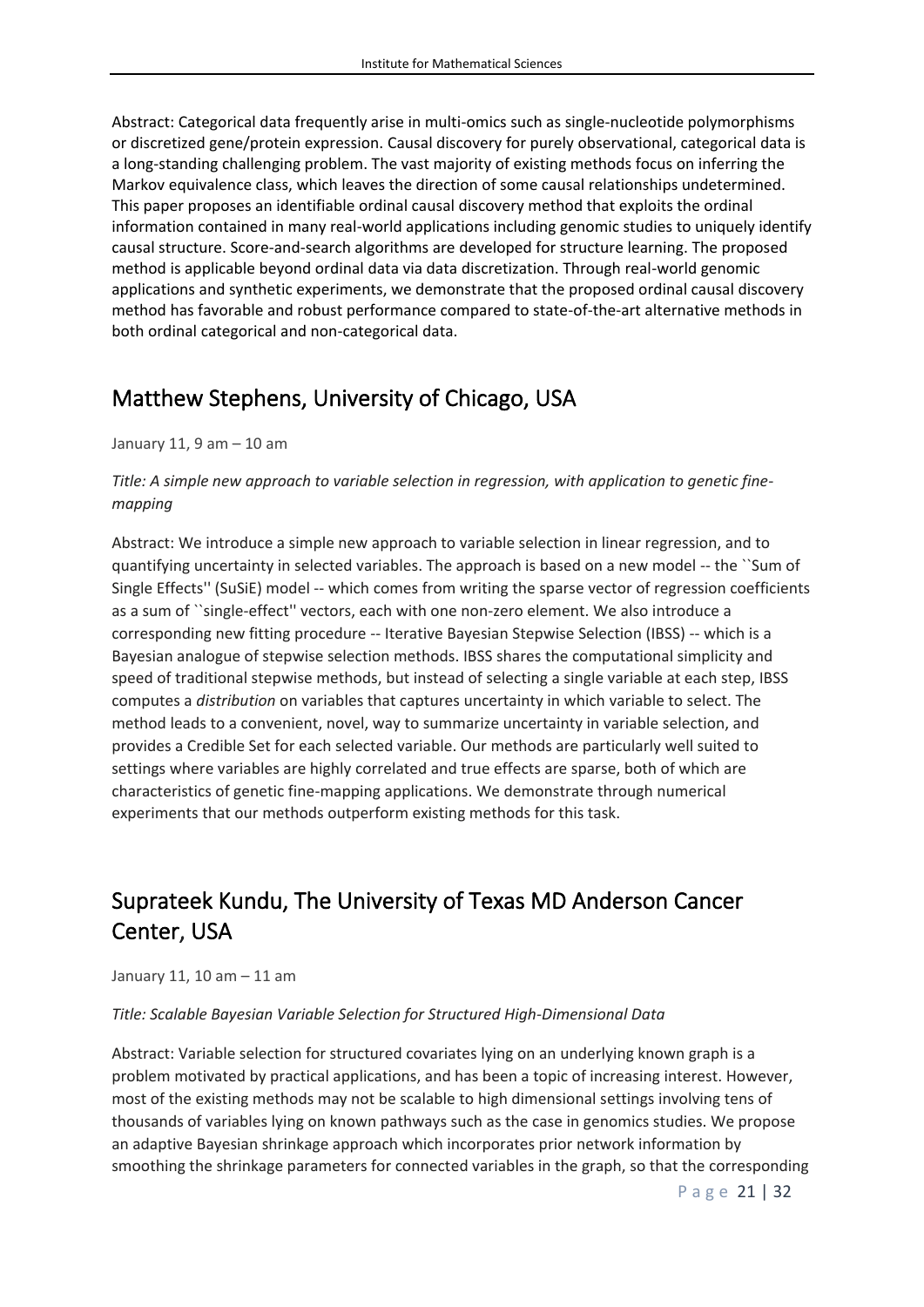Abstract: Categorical data frequently arise in multi-omics such as single-nucleotide polymorphisms or discretized gene/protein expression. Causal discovery for purely observational, categorical data is a long-standing challenging problem. The vast majority of existing methods focus on inferring the Markov equivalence class, which leaves the direction of some causal relationships undetermined. This paper proposes an identifiable ordinal causal discovery method that exploits the ordinal information contained in many real-world applications including genomic studies to uniquely identify causal structure. Score-and-search algorithms are developed for structure learning. The proposed method is applicable beyond ordinal data via data discretization. Through real-world genomic applications and synthetic experiments, we demonstrate that the proposed ordinal causal discovery method has favorable and robust performance compared to state-of-the-art alternative methods in both ordinal categorical and non-categorical data.

## Matthew Stephens, University of Chicago, USA

January 11, 9 am – 10 am

*Title: A simple new approach to variable selection in regression, with application to genetic fine-mapping*

Abstract: We introduce a simple new approach to variable selection in linear regression, and to quantifying uncertainty in selected variables. The approach is based on a new model -- the ``Sum of Single Effects'' (SuSiE) model -- which comes from writing the sparse vector of regression coefficients as a sum of ``single-effect'' vectors, each with one non-zero element. We also introduce a corresponding new fitting procedure -- Iterative Bayesian Stepwise Selection (IBSS) -- which is a Bayesian analogue of stepwise selection methods. IBSS shares the computational simplicity and speed of traditional stepwise methods, but instead of selecting a single variable at each step, IBSS computes a *distribution* on variables that captures uncertainty in which variable to select. The method leads to a convenient, novel, way to summarize uncertainty in variable selection, and provides a Credible Set for each selected variable. Our methods are particularly well suited to settings where variables are highly correlated and true effects are sparse, both of which are characteristics of genetic fine-mapping applications. We demonstrate through numerical experiments that our methods outperform existing methods for this task.

## Suprateek Kundu, The University of Texas MD Anderson Cancer Center, USA

January 11, 10 am – 11 am

*Title: Scalable Bayesian Variable Selection for Structured High-Dimensional Data*

Abstract: Variable selection for structured covariates lying on an underlying known graph is a problem motivated by practical applications, and has been a topic of increasing interest. However, most of the existing methods may not be scalable to high dimensional settings involving tens of thousands of variables lying on known pathways such as the case in genomics studies. We propose an adaptive Bayesian shrinkage approach which incorporates prior network information by smoothing the shrinkage parameters for connected variables in the graph, so that the corresponding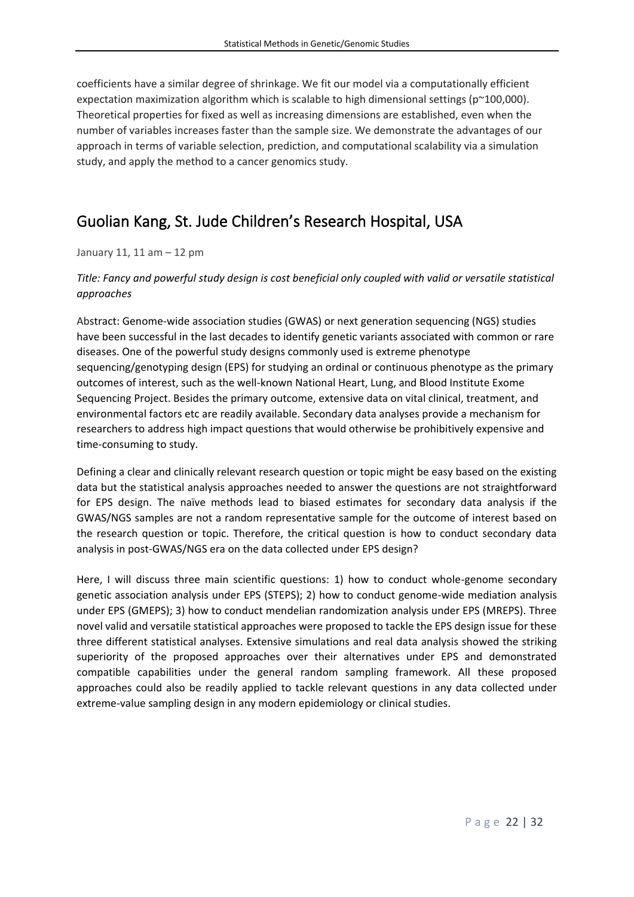coefficients have a similar degree of shrinkage. We fit our model via a computationally efficient expectation maximization algorithm which is scalable to high dimensional settings (p~100,000). Theoretical properties for fixed as well as increasing dimensions are established, even when the number of variables increases faster than the sample size. We demonstrate the advantages of our approach in terms of variable selection, prediction, and computational scalability via a simulation study, and apply the method to a cancer genomics study.

## Guolian Kang, St. Jude Children's Research Hospital, USA

January 11, 11 am – 12 pm

*Title: Fancy and powerful study design is cost beneficial only coupled with valid or versatile statistical approaches*

Abstract: Genome-wide association studies (GWAS) or next generation sequencing (NGS) studies have been successful in the last decades to identify genetic variants associated with common or rare diseases. One of the powerful study designs commonly used is extreme phenotype sequencing/genotyping design (EPS) for studying an ordinal or continuous phenotype as the primary outcomes of interest, such as the well-known National Heart, Lung, and Blood Institute Exome Sequencing Project. Besides the primary outcome, extensive data on vital clinical, treatment, and environmental factors etc are readily available. Secondary data analyses provide a mechanism for researchers to address high impact questions that would otherwise be prohibitively expensive and time-consuming to study.

Defining a clear and clinically relevant research question or topic might be easy based on the existing data but the statistical analysis approaches needed to answer the questions are not straightforward for EPS design. The naïve methods lead to biased estimates for secondary data analysis if the GWAS/NGS samples are not a random representative sample for the outcome of interest based on the research question or topic. Therefore, the critical question is how to conduct secondary data analysis in post-GWAS/NGS era on the data collected under EPS design?

Here, I will discuss three main scientific questions: 1) how to conduct whole-genome secondary genetic association analysis under EPS (STEPS); 2) how to conduct genome-wide mediation analysis under EPS (GMEPS); 3) how to conduct mendelian randomization analysis under EPS (MREPS). Three novel valid and versatile statistical approaches were proposed to tackle the EPS design issue for these three different statistical analyses. Extensive simulations and real data analysis showed the striking superiority of the proposed approaches over their alternatives under EPS and demonstrated compatible capabilities under the general random sampling framework. All these proposed approaches could also be readily applied to tackle relevant questions in any data collected under extreme-value sampling design in any modern epidemiology or clinical studies.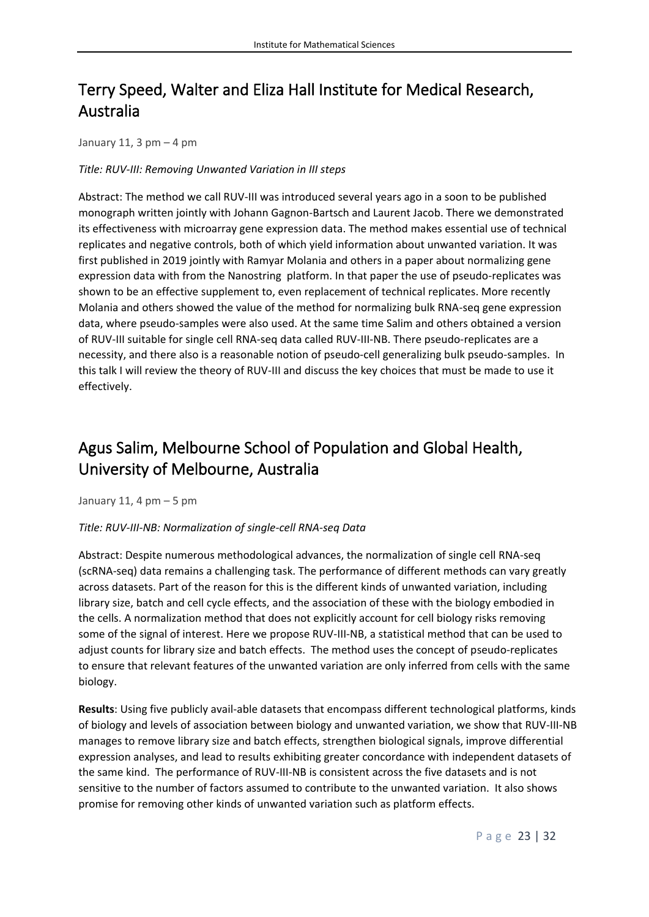## Terry Speed, Walter and Eliza Hall Institute for Medical Research, Australia

January 11, 3 pm – 4 pm

*Title: RUV-III: Removing Unwanted Variation in III steps*

Abstract: The method we call RUV-III was introduced several years ago in a soon to be published monograph written jointly with Johann Gagnon-Bartsch and Laurent Jacob. There we demonstrated its effectiveness with microarray gene expression data. The method makes essential use of technical replicates and negative controls, both of which yield information about unwanted variation. It was first published in 2019 jointly with Ramyar Molania and others in a paper about normalizing gene expression data with from the Nanostring platform. In that paper the use of pseudo-replicates was shown to be an effective supplement to, even replacement of technical replicates. More recently Molania and others showed the value of the method for normalizing bulk RNA-seq gene expression data, where pseudo-samples were also used. At the same time Salim and others obtained a version of RUV-III suitable for single cell RNA-seq data called RUV-III-NB. There pseudo-replicates are a necessity, and there also is a reasonable notion of pseudo-cell generalizing bulk pseudo-samples. In this talk I will review the theory of RUV-III and discuss the key choices that must be made to use it effectively.

## Agus Salim, Melbourne School of Population and Global Health, University of Melbourne, Australia

January 11, 4 pm – 5 pm

*Title: RUV-III-NB: Normalization of single-cell RNA-seq Data*

Abstract: Despite numerous methodological advances, the normalization of single cell RNA-seq (scRNA-seq) data remains a challenging task. The performance of different methods can vary greatly across datasets. Part of the reason for this is the different kinds of unwanted variation, including library size, batch and cell cycle effects, and the association of these with the biology embodied in the cells. A normalization method that does not explicitly account for cell biology risks removing some of the signal of interest. Here we propose RUV-III-NB, a statistical method that can be used to adjust counts for library size and batch effects. The method uses the concept of pseudo-replicates to ensure that relevant features of the unwanted variation are only inferred from cells with the same biology.

**Results**: Using five publicly avail-able datasets that encompass different technological platforms, kinds of biology and levels of association between biology and unwanted variation, we show that RUV-III-NB manages to remove library size and batch effects, strengthen biological signals, improve differential expression analyses, and lead to results exhibiting greater concordance with independent datasets of the same kind. The performance of RUV-III-NB is consistent across the five datasets and is not sensitive to the number of factors assumed to contribute to the unwanted variation. It also shows promise for removing other kinds of unwanted variation such as platform effects.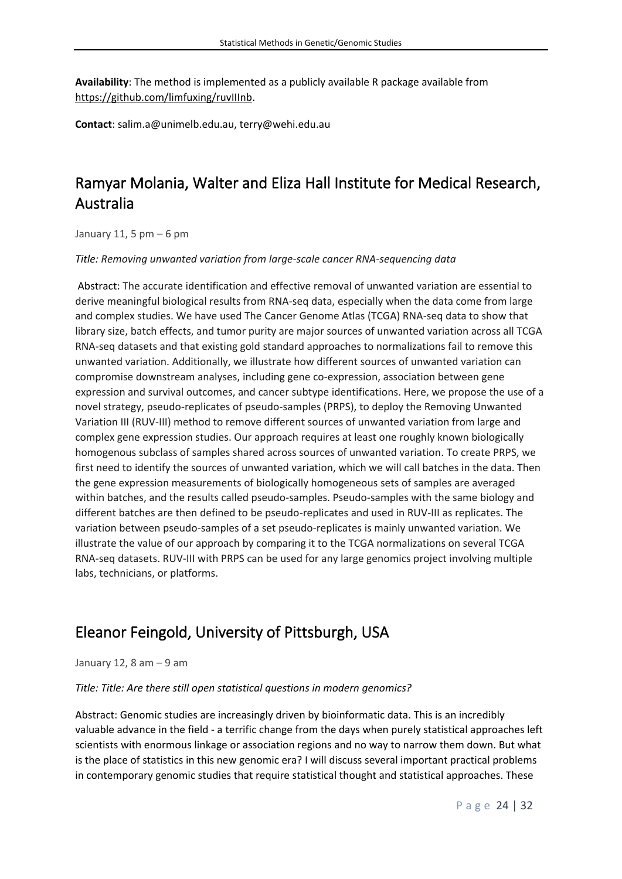**Availability**: The method is implemented as a publicly available R package available from https://github.com/limfuxing/ruvIIInb.

**Contact**: salim.a@unimelb.edu.au, terry@wehi.edu.au

## Ramyar Molania, Walter and Eliza Hall Institute for Medical Research, Australia

January 11, 5 pm – 6 pm

*Title: Removing unwanted variation from large-scale cancer RNA-sequencing data*

Abstract: The accurate identification and effective removal of unwanted variation are essential to derive meaningful biological results from RNA-seq data, especially when the data come from large and complex studies. We have used The Cancer Genome Atlas (TCGA) RNA-seq data to show that library size, batch effects, and tumor purity are major sources of unwanted variation across all TCGA RNA-seq datasets and that existing gold standard approaches to normalizations fail to remove this unwanted variation. Additionally, we illustrate how different sources of unwanted variation can compromise downstream analyses, including gene co-expression, association between gene expression and survival outcomes, and cancer subtype identifications. Here, we propose the use of a novel strategy, pseudo-replicates of pseudo-samples (PRPS), to deploy the Removing Unwanted Variation III (RUV-III) method to remove different sources of unwanted variation from large and complex gene expression studies. Our approach requires at least one roughly known biologically homogenous subclass of samples shared across sources of unwanted variation. To create PRPS, we first need to identify the sources of unwanted variation, which we will call batches in the data. Then the gene expression measurements of biologically homogeneous sets of samples are averaged within batches, and the results called pseudo-samples. Pseudo-samples with the same biology and different batches are then defined to be pseudo-replicates and used in RUV-III as replicates. The variation between pseudo-samples of a set pseudo-replicates is mainly unwanted variation. We illustrate the value of our approach by comparing it to the TCGA normalizations on several TCGA RNA-seq datasets. RUV-III with PRPS can be used for any large genomics project involving multiple labs, technicians, or platforms.

## Eleanor Feingold, University of Pittsburgh, USA

January 12, 8 am – 9 am

*Title: Title: Are there still open statistical questions in modern genomics?*

Abstract: Genomic studies are increasingly driven by bioinformatic data. This is an incredibly valuable advance in the field - a terrific change from the days when purely statistical approaches left scientists with enormous linkage or association regions and no way to narrow them down. But what is the place of statistics in this new genomic era? I will discuss several important practical problems in contemporary genomic studies that require statistical thought and statistical approaches. These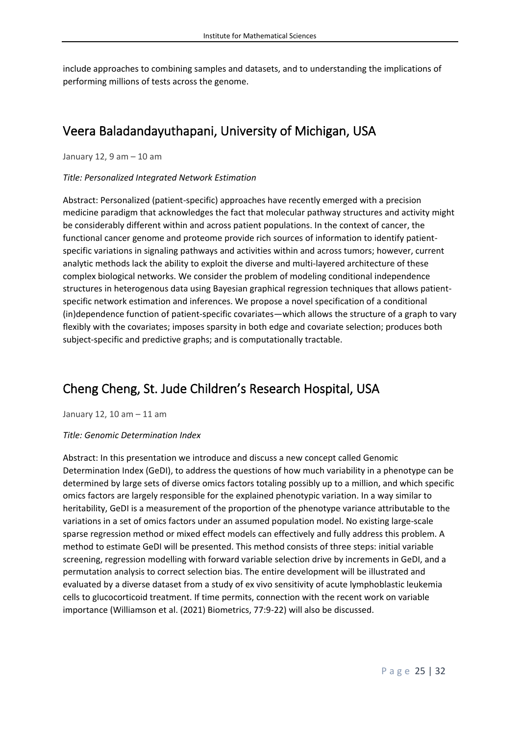include approaches to combining samples and datasets, and to understanding the implications of performing millions of tests across the genome.

## Veera Baladandayuthapani, University of Michigan, USA

January 12, 9 am – 10 am

*Title: Personalized Integrated Network Estimation*

Abstract: Personalized (patient-specific) approaches have recently emerged with a precision medicine paradigm that acknowledges the fact that molecular pathway structures and activity might be considerably different within and across patient populations. In the context of cancer, the functional cancer genome and proteome provide rich sources of information to identify patient-specific variations in signaling pathways and activities within and across tumors; however, current analytic methods lack the ability to exploit the diverse and multi-layered architecture of these complex biological networks. We consider the problem of modeling conditional independence structures in heterogenous data using Bayesian graphical regression techniques that allows patient-specific network estimation and inferences. We propose a novel specification of a conditional (in)dependence function of patient-specific covariates—which allows the structure of a graph to vary flexibly with the covariates; imposes sparsity in both edge and covariate selection; produces both subject-specific and predictive graphs; and is computationally tractable.

## Cheng Cheng, St. Jude Children's Research Hospital, USA

January 12, 10 am – 11 am

*Title: Genomic Determination Index*

Abstract: In this presentation we introduce and discuss a new concept called Genomic Determination Index (GeDI), to address the questions of how much variability in a phenotype can be determined by large sets of diverse omics factors totaling possibly up to a million, and which specific omics factors are largely responsible for the explained phenotypic variation. In a way similar to heritability, GeDI is a measurement of the proportion of the phenotype variance attributable to the variations in a set of omics factors under an assumed population model. No existing large-scale sparse regression method or mixed effect models can effectively and fully address this problem. A method to estimate GeDI will be presented. This method consists of three steps: initial variable screening, regression modelling with forward variable selection drive by increments in GeDI, and a permutation analysis to correct selection bias. The entire development will be illustrated and evaluated by a diverse dataset from a study of ex vivo sensitivity of acute lymphoblastic leukemia cells to glucocorticoid treatment. If time permits, connection with the recent work on variable importance (Williamson et al. (2021) Biometrics, 77:9-22) will also be discussed.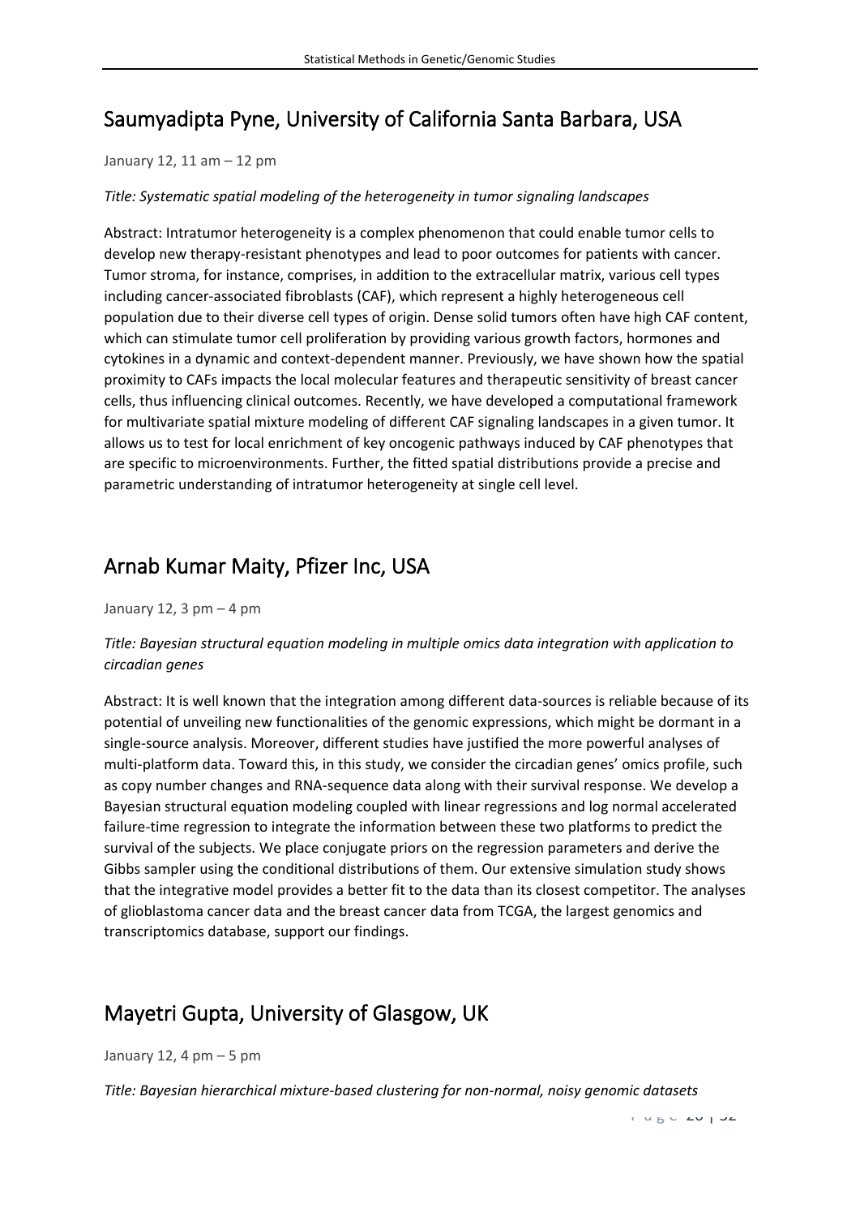## Saumyadipta Pyne, University of California Santa Barbara, USA

January 12, 11 am – 12 pm

*Title: Systematic spatial modeling of the heterogeneity in tumor signaling landscapes*

Abstract: Intratumor heterogeneity is a complex phenomenon that could enable tumor cells to develop new therapy-resistant phenotypes and lead to poor outcomes for patients with cancer. Tumor stroma, for instance, comprises, in addition to the extracellular matrix, various cell types including cancer-associated fibroblasts (CAF), which represent a highly heterogeneous cell population due to their diverse cell types of origin. Dense solid tumors often have high CAF content, which can stimulate tumor cell proliferation by providing various growth factors, hormones and cytokines in a dynamic and context-dependent manner. Previously, we have shown how the spatial proximity to CAFs impacts the local molecular features and therapeutic sensitivity of breast cancer cells, thus influencing clinical outcomes. Recently, we have developed a computational framework for multivariate spatial mixture modeling of different CAF signaling landscapes in a given tumor. It allows us to test for local enrichment of key oncogenic pathways induced by CAF phenotypes that are specific to microenvironments. Further, the fitted spatial distributions provide a precise and parametric understanding of intratumor heterogeneity at single cell level.

## Arnab Kumar Maity, Pfizer Inc, USA

January 12, 3 pm – 4 pm

*Title: Bayesian structural equation modeling in multiple omics data integration with application to circadian genes*

Abstract: It is well known that the integration among different data-sources is reliable because of its potential of unveiling new functionalities of the genomic expressions, which might be dormant in a single-source analysis. Moreover, different studies have justified the more powerful analyses of multi-platform data. Toward this, in this study, we consider the circadian genes' omics profile, such as copy number changes and RNA-sequence data along with their survival response. We develop a Bayesian structural equation modeling coupled with linear regressions and log normal accelerated failure-time regression to integrate the information between these two platforms to predict the survival of the subjects. We place conjugate priors on the regression parameters and derive the Gibbs sampler using the conditional distributions of them. Our extensive simulation study shows that the integrative model provides a better fit to the data than its closest competitor. The analyses of glioblastoma cancer data and the breast cancer data from TCGA, the largest genomics and transcriptomics database, support our findings.

## Mayetri Gupta, University of Glasgow, UK

January 12, 4 pm – 5 pm

*Title: Bayesian hierarchical mixture-based clustering for non-normal, noisy genomic datasets*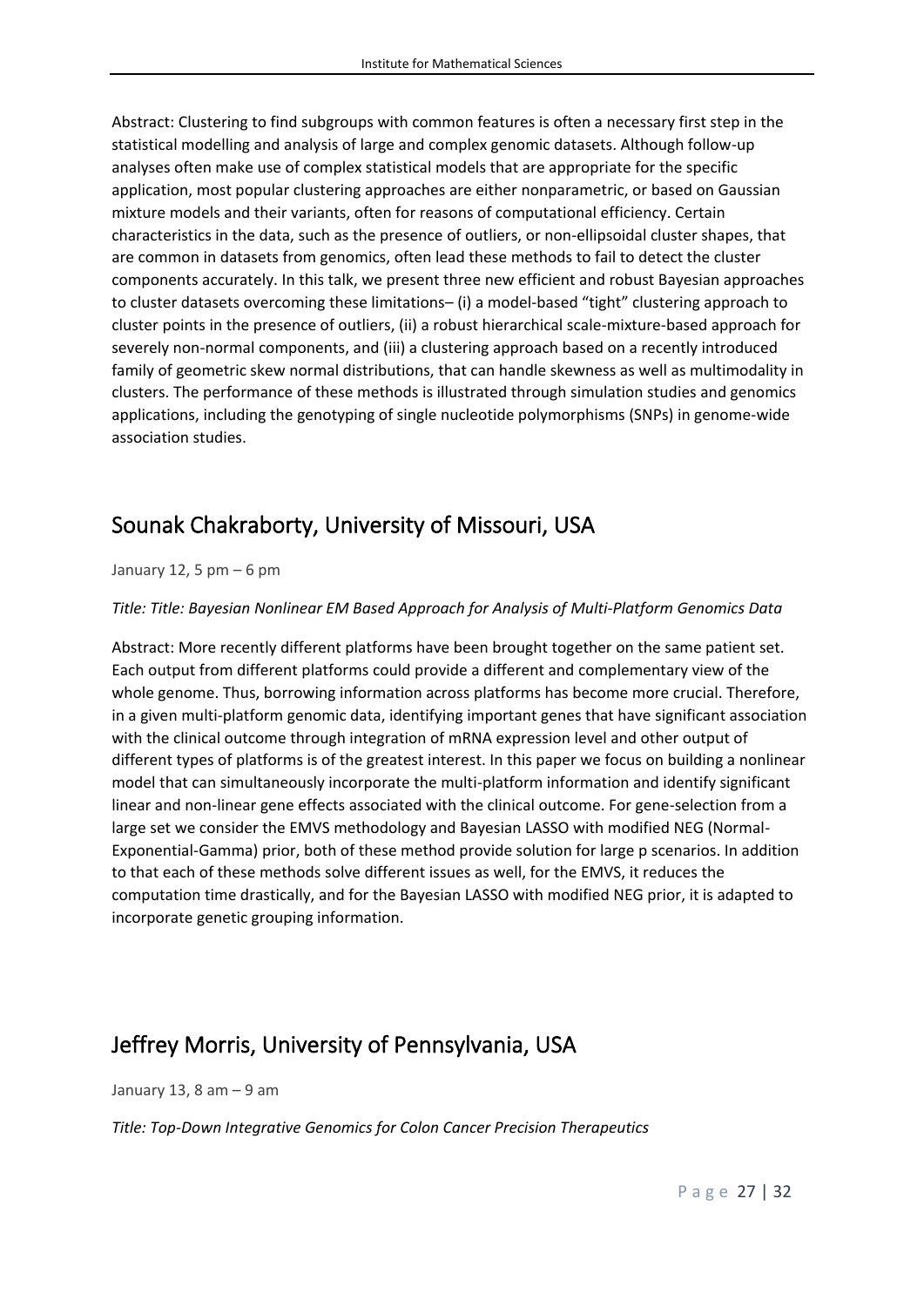Abstract: Clustering to find subgroups with common features is often a necessary first step in the statistical modelling and analysis of large and complex genomic datasets. Although follow-up analyses often make use of complex statistical models that are appropriate for the specific application, most popular clustering approaches are either nonparametric, or based on Gaussian mixture models and their variants, often for reasons of computational efficiency. Certain characteristics in the data, such as the presence of outliers, or non-ellipsoidal cluster shapes, that are common in datasets from genomics, often lead these methods to fail to detect the cluster components accurately. In this talk, we present three new efficient and robust Bayesian approaches to cluster datasets overcoming these limitations– (i) a model-based "tight" clustering approach to cluster points in the presence of outliers, (ii) a robust hierarchical scale-mixture-based approach for severely non-normal components, and (iii) a clustering approach based on a recently introduced family of geometric skew normal distributions, that can handle skewness as well as multimodality in clusters. The performance of these methods is illustrated through simulation studies and genomics applications, including the genotyping of single nucleotide polymorphisms (SNPs) in genome-wide association studies.

## Sounak Chakraborty, University of Missouri, USA

January 12, 5 pm – 6 pm

*Title: Title: Bayesian Nonlinear EM Based Approach for Analysis of Multi-Platform Genomics Data*

Abstract: More recently different platforms have been brought together on the same patient set. Each output from different platforms could provide a different and complementary view of the whole genome. Thus, borrowing information across platforms has become more crucial. Therefore, in a given multi-platform genomic data, identifying important genes that have significant association with the clinical outcome through integration of mRNA expression level and other output of different types of platforms is of the greatest interest. In this paper we focus on building a nonlinear model that can simultaneously incorporate the multi-platform information and identify significant linear and non-linear gene effects associated with the clinical outcome. For gene-selection from a large set we consider the EMVS methodology and Bayesian LASSO with modified NEG (Normal-Exponential-Gamma) prior, both of these method provide solution for large p scenarios. In addition to that each of these methods solve different issues as well, for the EMVS, it reduces the computation time drastically, and for the Bayesian LASSO with modified NEG prior, it is adapted to incorporate genetic grouping information.

## Jeffrey Morris, University of Pennsylvania, USA

January 13, 8 am – 9 am

*Title: Top-Down Integrative Genomics for Colon Cancer Precision Therapeutics*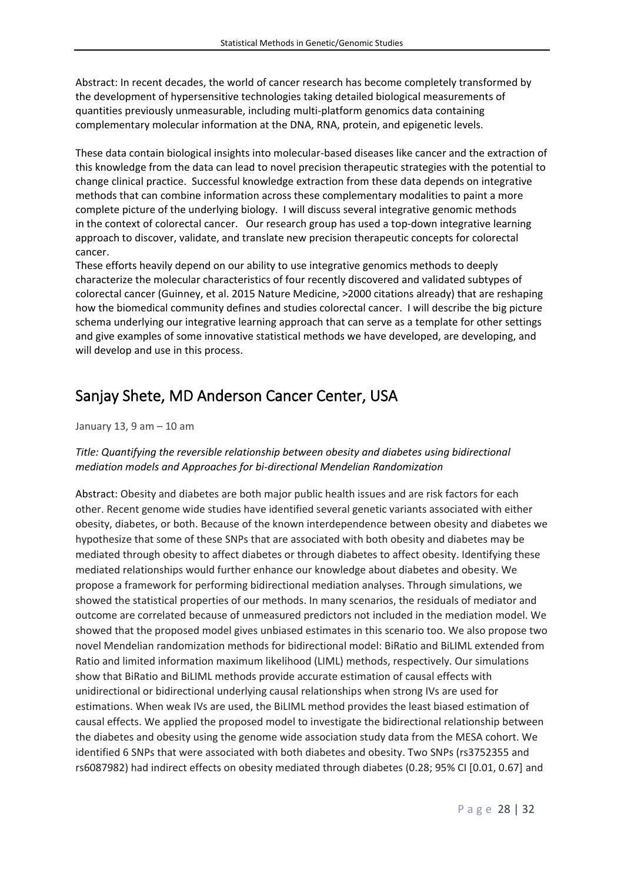Abstract: In recent decades, the world of cancer research has become completely transformed by the development of hypersensitive technologies taking detailed biological measurements of quantities previously unmeasurable, including multi-platform genomics data containing complementary molecular information at the DNA, RNA, protein, and epigenetic levels.

These data contain biological insights into molecular-based diseases like cancer and the extraction of this knowledge from the data can lead to novel precision therapeutic strategies with the potential to change clinical practice. Successful knowledge extraction from these data depends on integrative methods that can combine information across these complementary modalities to paint a more complete picture of the underlying biology. I will discuss several integrative genomic methods in the context of colorectal cancer. Our research group has used a top-down integrative learning approach to discover, validate, and translate new precision therapeutic concepts for colorectal cancer.
These efforts heavily depend on our ability to use integrative genomics methods to deeply characterize the molecular characteristics of four recently discovered and validated subtypes of colorectal cancer (Guinney, et al. 2015 Nature Medicine, >2000 citations already) that are reshaping how the biomedical community defines and studies colorectal cancer. I will describe the big picture schema underlying our integrative learning approach that can serve as a template for other settings and give examples of some innovative statistical methods we have developed, are developing, and will develop and use in this process.

## Sanjay Shete, MD Anderson Cancer Center, USA

January 13, 9 am – 10 am

*Title: Quantifying the reversible relationship between obesity and diabetes using bidirectional mediation models and Approaches for bi-directional Mendelian Randomization*

Abstract: Obesity and diabetes are both major public health issues and are risk factors for each other. Recent genome wide studies have identified several genetic variants associated with either obesity, diabetes, or both. Because of the known interdependence between obesity and diabetes we hypothesize that some of these SNPs that are associated with both obesity and diabetes may be mediated through obesity to affect diabetes or through diabetes to affect obesity. Identifying these mediated relationships would further enhance our knowledge about diabetes and obesity. We propose a framework for performing bidirectional mediation analyses. Through simulations, we showed the statistical properties of our methods. In many scenarios, the residuals of mediator and outcome are correlated because of unmeasured predictors not included in the mediation model. We showed that the proposed model gives unbiased estimates in this scenario too. We also propose two novel Mendelian randomization methods for bidirectional model: BiRatio and BiLIML extended from Ratio and limited information maximum likelihood (LIML) methods, respectively. Our simulations show that BiRatio and BiLIML methods provide accurate estimation of causal effects with unidirectional or bidirectional underlying causal relationships when strong IVs are used for estimations. When weak IVs are used, the BiLIML method provides the least biased estimation of causal effects. We applied the proposed model to investigate the bidirectional relationship between the diabetes and obesity using the genome wide association study data from the MESA cohort. We identified 6 SNPs that were associated with both diabetes and obesity. Two SNPs (rs3752355 and rs6087982) had indirect effects on obesity mediated through diabetes (0.28; 95% CI [0.01, 0.67] and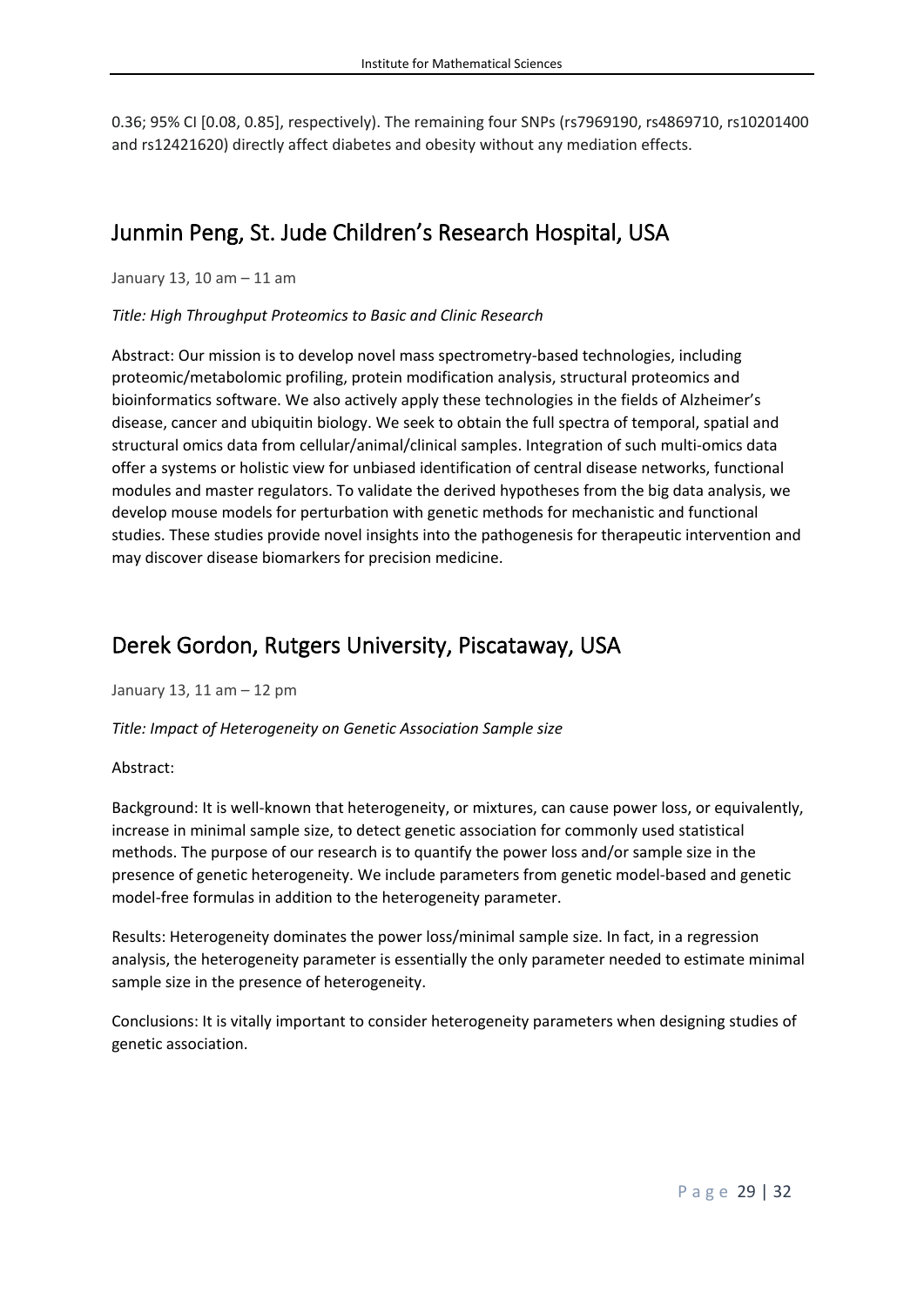0.36; 95% CI [0.08, 0.85], respectively). The remaining four SNPs (rs7969190, rs4869710, rs10201400 and rs12421620) directly affect diabetes and obesity without any mediation effects.

## Junmin Peng, St. Jude Children's Research Hospital, USA

January 13, 10 am – 11 am

*Title: High Throughput Proteomics to Basic and Clinic Research*

Abstract: Our mission is to develop novel mass spectrometry-based technologies, including proteomic/metabolomic profiling, protein modification analysis, structural proteomics and bioinformatics software. We also actively apply these technologies in the fields of Alzheimer's disease, cancer and ubiquitin biology. We seek to obtain the full spectra of temporal, spatial and structural omics data from cellular/animal/clinical samples. Integration of such multi-omics data offer a systems or holistic view for unbiased identification of central disease networks, functional modules and master regulators. To validate the derived hypotheses from the big data analysis, we develop mouse models for perturbation with genetic methods for mechanistic and functional studies. These studies provide novel insights into the pathogenesis for therapeutic intervention and may discover disease biomarkers for precision medicine.

## Derek Gordon, Rutgers University, Piscataway, USA

January 13, 11 am – 12 pm

*Title: Impact of Heterogeneity on Genetic Association Sample size*

Abstract:

Background: It is well-known that heterogeneity, or mixtures, can cause power loss, or equivalently, increase in minimal sample size, to detect genetic association for commonly used statistical methods. The purpose of our research is to quantify the power loss and/or sample size in the presence of genetic heterogeneity. We include parameters from genetic model-based and genetic model-free formulas in addition to the heterogeneity parameter.

Results: Heterogeneity dominates the power loss/minimal sample size. In fact, in a regression analysis, the heterogeneity parameter is essentially the only parameter needed to estimate minimal sample size in the presence of heterogeneity.

Conclusions: It is vitally important to consider heterogeneity parameters when designing studies of genetic association.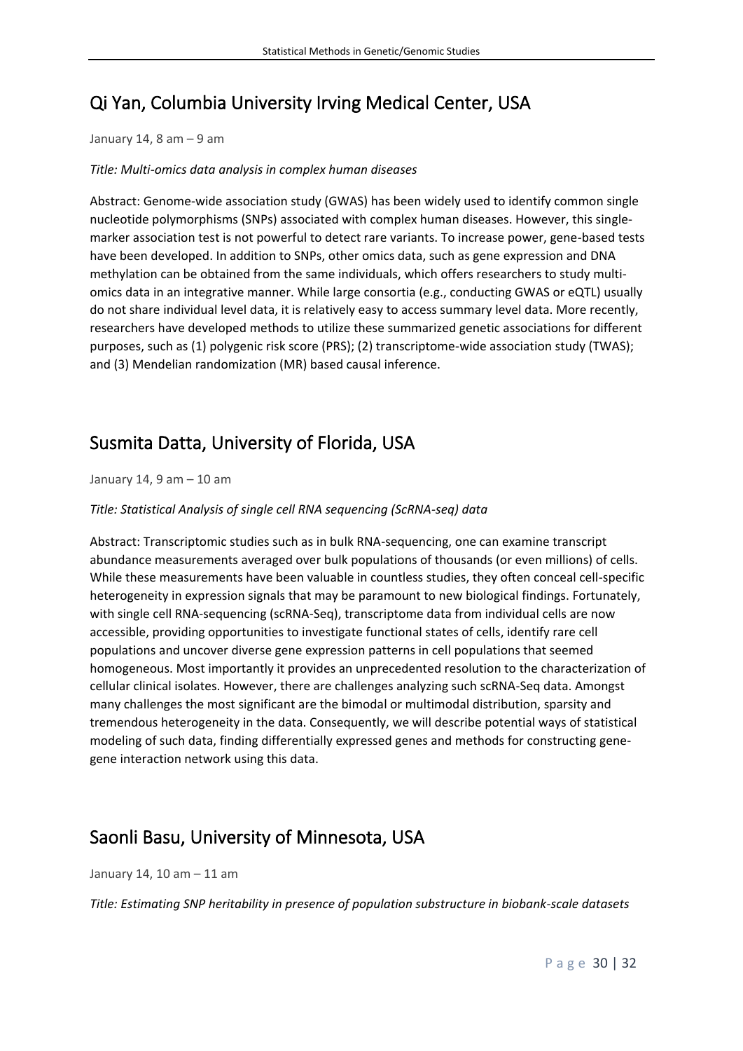## Qi Yan, Columbia University Irving Medical Center, USA

January 14, 8 am – 9 am

*Title: Multi-omics data analysis in complex human diseases*

Abstract: Genome-wide association study (GWAS) has been widely used to identify common single nucleotide polymorphisms (SNPs) associated with complex human diseases. However, this single-marker association test is not powerful to detect rare variants. To increase power, gene-based tests have been developed. In addition to SNPs, other omics data, such as gene expression and DNA methylation can be obtained from the same individuals, which offers researchers to study multi-omics data in an integrative manner. While large consortia (e.g., conducting GWAS or eQTL) usually do not share individual level data, it is relatively easy to access summary level data. More recently, researchers have developed methods to utilize these summarized genetic associations for different purposes, such as (1) polygenic risk score (PRS); (2) transcriptome-wide association study (TWAS); and (3) Mendelian randomization (MR) based causal inference.

## Susmita Datta, University of Florida, USA

January 14, 9 am – 10 am

*Title: Statistical Analysis of single cell RNA sequencing (ScRNA-seq) data*

Abstract: Transcriptomic studies such as in bulk RNA-sequencing, one can examine transcript abundance measurements averaged over bulk populations of thousands (or even millions) of cells. While these measurements have been valuable in countless studies, they often conceal cell-specific heterogeneity in expression signals that may be paramount to new biological findings. Fortunately, with single cell RNA-sequencing (scRNA-Seq), transcriptome data from individual cells are now accessible, providing opportunities to investigate functional states of cells, identify rare cell populations and uncover diverse gene expression patterns in cell populations that seemed homogeneous. Most importantly it provides an unprecedented resolution to the characterization of cellular clinical isolates. However, there are challenges analyzing such scRNA-Seq data. Amongst many challenges the most significant are the bimodal or multimodal distribution, sparsity and tremendous heterogeneity in the data. Consequently, we will describe potential ways of statistical modeling of such data, finding differentially expressed genes and methods for constructing gene-gene interaction network using this data.

## Saonli Basu, University of Minnesota, USA

January 14, 10 am – 11 am

*Title: Estimating SNP heritability in presence of population substructure in biobank-scale datasets*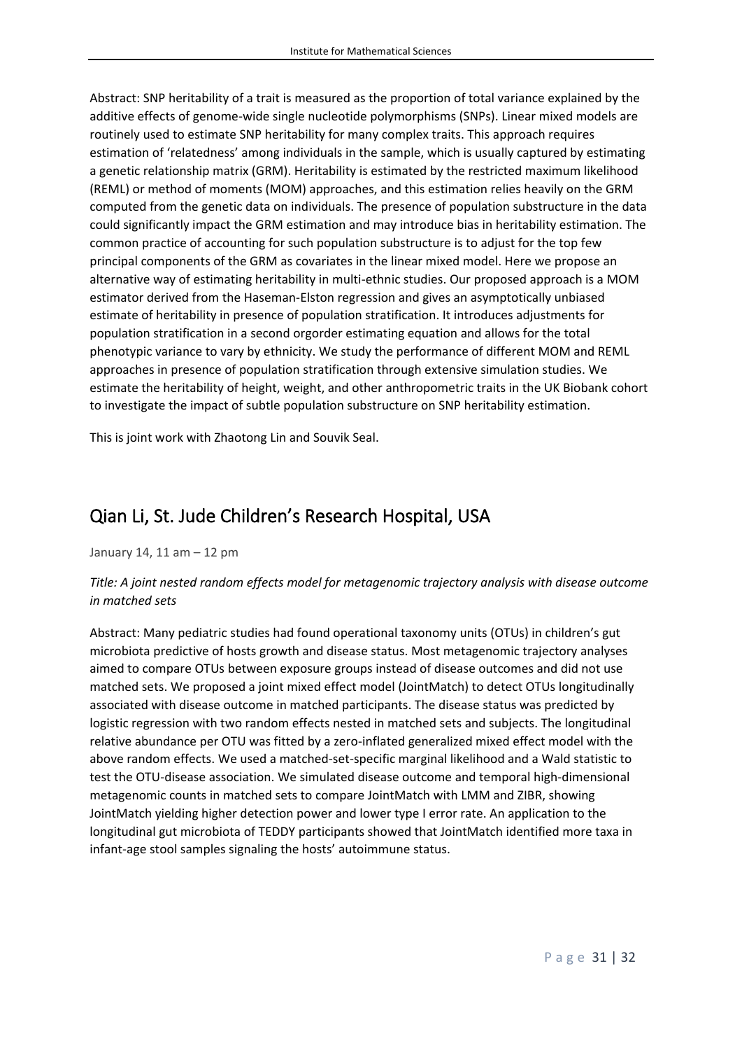Abstract: SNP heritability of a trait is measured as the proportion of total variance explained by the additive effects of genome-wide single nucleotide polymorphisms (SNPs). Linear mixed models are routinely used to estimate SNP heritability for many complex traits. This approach requires estimation of 'relatedness' among individuals in the sample, which is usually captured by estimating a genetic relationship matrix (GRM). Heritability is estimated by the restricted maximum likelihood (REML) or method of moments (MOM) approaches, and this estimation relies heavily on the GRM computed from the genetic data on individuals. The presence of population substructure in the data could significantly impact the GRM estimation and may introduce bias in heritability estimation. The common practice of accounting for such population substructure is to adjust for the top few principal components of the GRM as covariates in the linear mixed model. Here we propose an alternative way of estimating heritability in multi-ethnic studies. Our proposed approach is a MOM estimator derived from the Haseman-Elston regression and gives an asymptotically unbiased estimate of heritability in presence of population stratification. It introduces adjustments for population stratification in a second orgorder estimating equation and allows for the total phenotypic variance to vary by ethnicity. We study the performance of different MOM and REML approaches in presence of population stratification through extensive simulation studies. We estimate the heritability of height, weight, and other anthropometric traits in the UK Biobank cohort to investigate the impact of subtle population substructure on SNP heritability estimation.

This is joint work with Zhaotong Lin and Souvik Seal.

## Qian Li, St. Jude Children's Research Hospital, USA

January 14, 11 am – 12 pm

*Title: A joint nested random effects model for metagenomic trajectory analysis with disease outcome in matched sets*

Abstract: Many pediatric studies had found operational taxonomy units (OTUs) in children's gut microbiota predictive of hosts growth and disease status. Most metagenomic trajectory analyses aimed to compare OTUs between exposure groups instead of disease outcomes and did not use matched sets. We proposed a joint mixed effect model (JointMatch) to detect OTUs longitudinally associated with disease outcome in matched participants. The disease status was predicted by logistic regression with two random effects nested in matched sets and subjects. The longitudinal relative abundance per OTU was fitted by a zero-inflated generalized mixed effect model with the above random effects. We used a matched-set-specific marginal likelihood and a Wald statistic to test the OTU-disease association. We simulated disease outcome and temporal high-dimensional metagenomic counts in matched sets to compare JointMatch with LMM and ZIBR, showing JointMatch yielding higher detection power and lower type I error rate. An application to the longitudinal gut microbiota of TEDDY participants showed that JointMatch identified more taxa in infant-age stool samples signaling the hosts' autoimmune status.